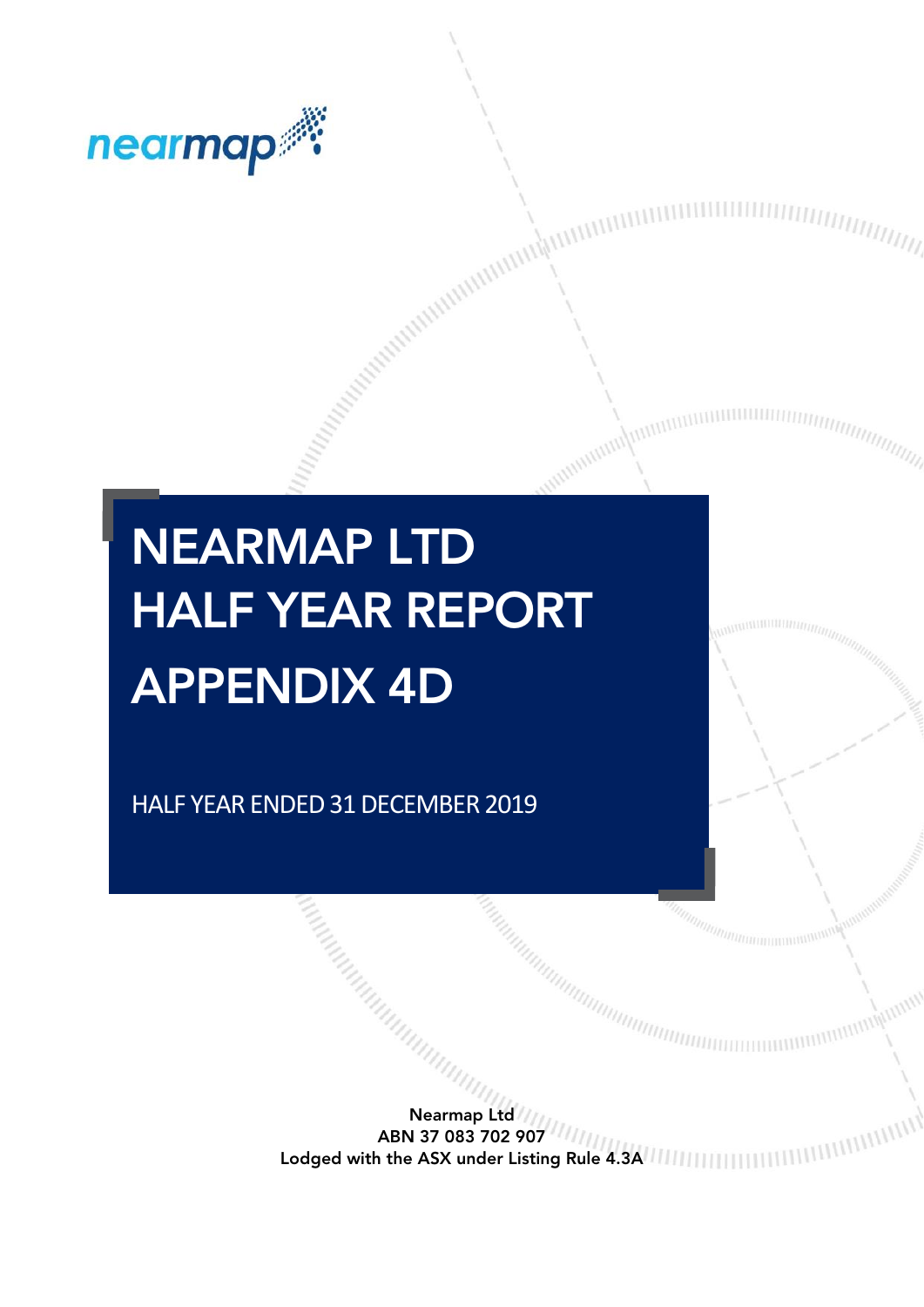nearmap

# NEARMAP LTD
# HALF YEAR REPORT
# APPENDIX 4D

HALF YEAR ENDED 31 DECEMBER 2019

Nearmap Ltd
ABN 37 083 702 907
Lodged with the ASX under Listing Rule 4.3A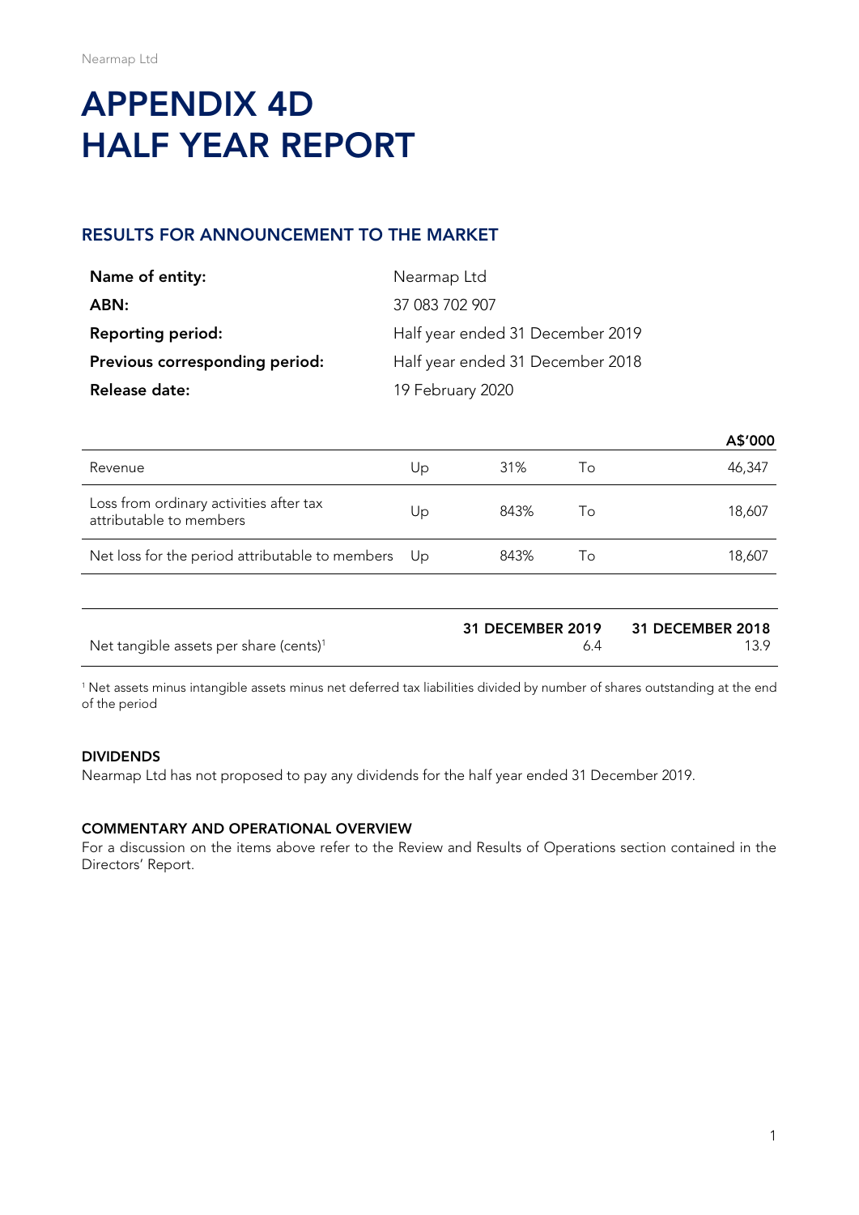# APPENDIX 4D
# HALF YEAR REPORT

## RESULTS FOR ANNOUNCEMENT TO THE MARKET

| | |
|---|---|
| **Name of entity:** | Nearmap Ltd |
| **ABN:** | 37 083 702 907 |
| **Reporting period:** | Half year ended 31 December 2019 |
| **Previous corresponding period:** | Half year ended 31 December 2018 |
| **Release date:** | 19 February 2020 |

| | | | | **A$'000** |
|---|---|---|---|---|
| Revenue | Up | 31% | To | 46,347 |
| Loss from ordinary activities after tax attributable to members | Up | 843% | To | 18,607 |
| Net loss for the period attributable to members | Up | 843% | To | 18,607 |

| | **31 DECEMBER 2019** | **31 DECEMBER 2018** |
|---|---|---|
| Net tangible assets per share (cents)[1] | 6.4 | 13.9 |

[1] Net assets minus intangible assets minus net deferred tax liabilities divided by number of shares outstanding at the end of the period

### DIVIDENDS

Nearmap Ltd has not proposed to pay any dividends for the half year ended 31 December 2019.

### COMMENTARY AND OPERATIONAL OVERVIEW

For a discussion on the items above refer to the Review and Results of Operations section contained in the Directors' Report.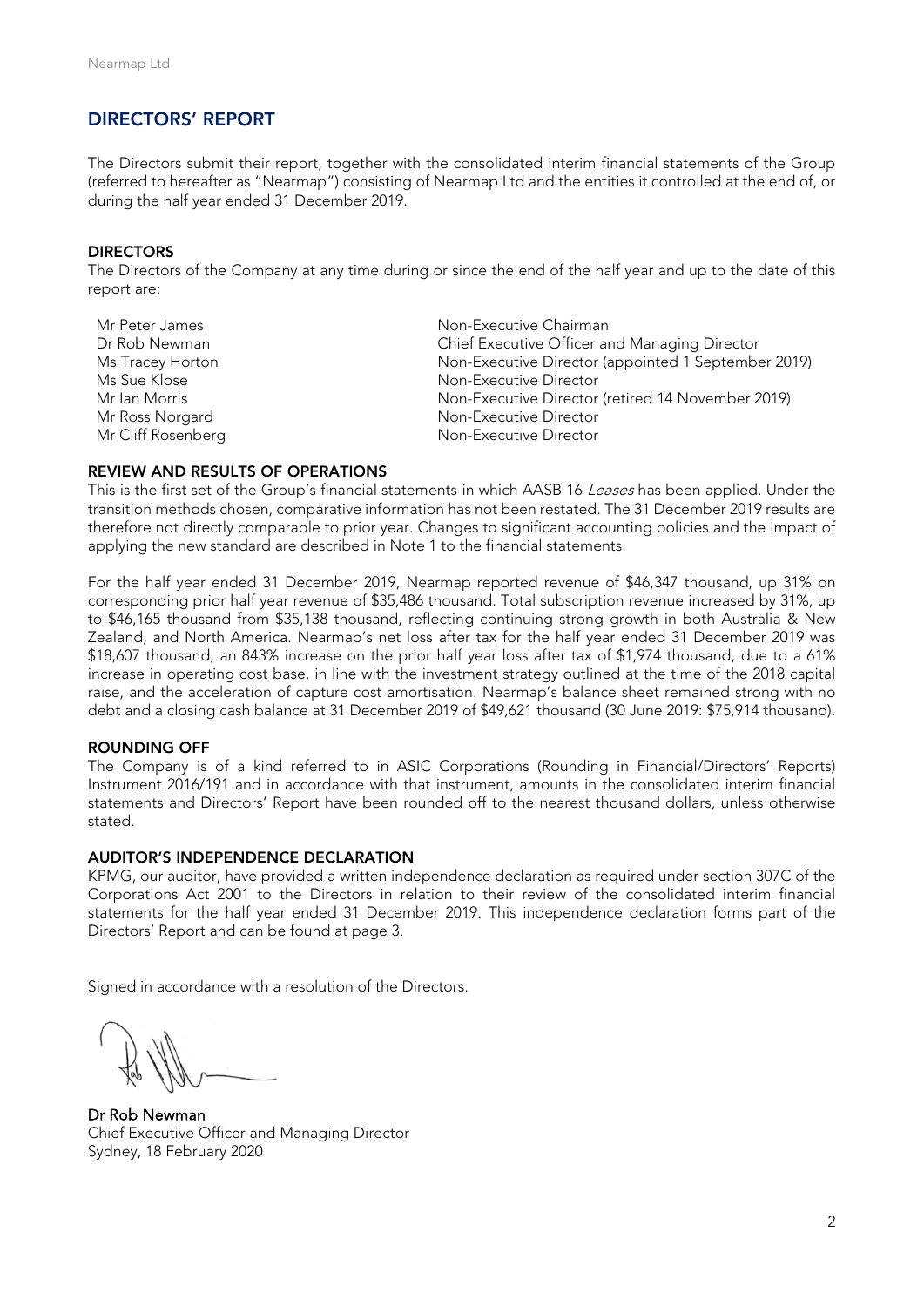## DIRECTORS' REPORT

The Directors submit their report, together with the consolidated interim financial statements of the Group (referred to hereafter as "Nearmap") consisting of Nearmap Ltd and the entities it controlled at the end of, or during the half year ended 31 December 2019.

### DIRECTORS

The Directors of the Company at any time during or since the end of the half year and up to the date of this report are:

| | |
|---|---|
| Mr Peter James | Non-Executive Chairman |
| Dr Rob Newman | Chief Executive Officer and Managing Director |
| Ms Tracey Horton | Non-Executive Director (appointed 1 September 2019) |
| Ms Sue Klose | Non-Executive Director |
| Mr Ian Morris | Non-Executive Director (retired 14 November 2019) |
| Mr Ross Norgard | Non-Executive Director |
| Mr Cliff Rosenberg | Non-Executive Director |

### REVIEW AND RESULTS OF OPERATIONS

This is the first set of the Group's financial statements in which AASB 16 *Leases* has been applied. Under the transition methods chosen, comparative information has not been restated. The 31 December 2019 results are therefore not directly comparable to prior year. Changes to significant accounting policies and the impact of applying the new standard are described in Note 1 to the financial statements.

For the half year ended 31 December 2019, Nearmap reported revenue of $46,347 thousand, up 31% on corresponding prior half year revenue of $35,486 thousand. Total subscription revenue increased by 31%, up to $46,165 thousand from $35,138 thousand, reflecting continuing strong growth in both Australia & New Zealand, and North America. Nearmap's net loss after tax for the half year ended 31 December 2019 was $18,607 thousand, an 843% increase on the prior half year loss after tax of $1,974 thousand, due to a 61% increase in operating cost base, in line with the investment strategy outlined at the time of the 2018 capital raise, and the acceleration of capture cost amortisation. Nearmap's balance sheet remained strong with no debt and a closing cash balance at 31 December 2019 of $49,621 thousand (30 June 2019: $75,914 thousand).

### ROUNDING OFF

The Company is of a kind referred to in ASIC Corporations (Rounding in Financial/Directors' Reports) Instrument 2016/191 and in accordance with that instrument, amounts in the consolidated interim financial statements and Directors' Report have been rounded off to the nearest thousand dollars, unless otherwise stated.

### AUDITOR'S INDEPENDENCE DECLARATION

KPMG, our auditor, have provided a written independence declaration as required under section 307C of the Corporations Act 2001 to the Directors in relation to their review of the consolidated interim financial statements for the half year ended 31 December 2019. This independence declaration forms part of the Directors' Report and can be found at page 3.

Signed in accordance with a resolution of the Directors.

**Dr Rob Newman**
Chief Executive Officer and Managing Director
Sydney, 18 February 2020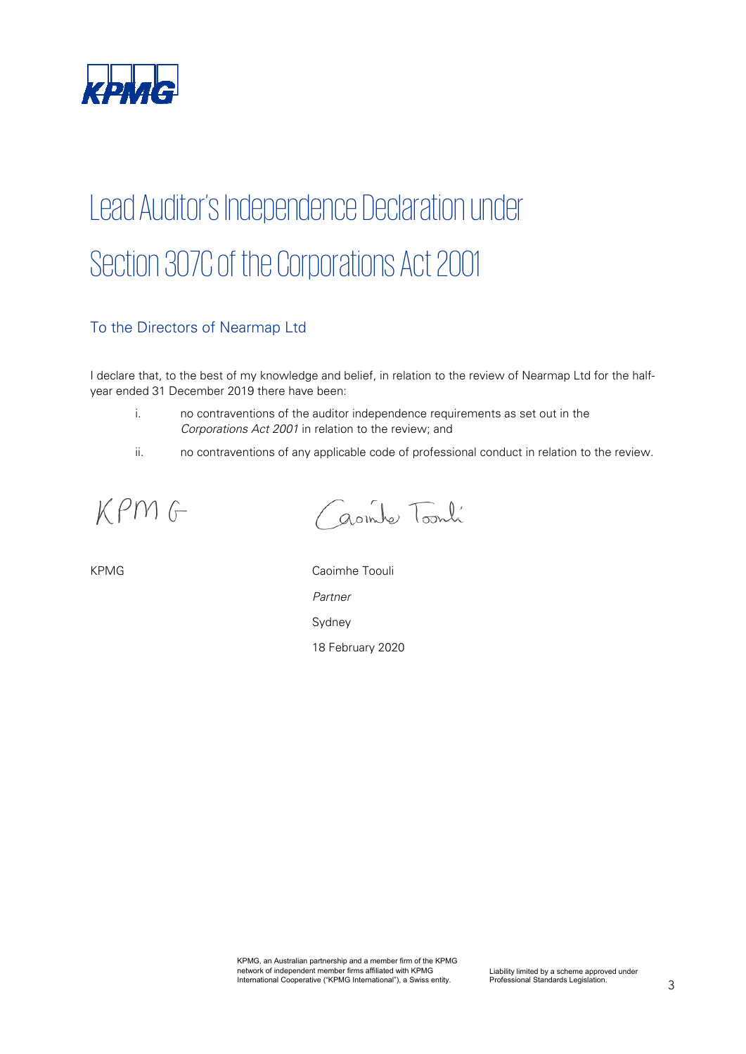# Lead Auditor's Independence Declaration under Section 307C of the Corporations Act 2001

## To the Directors of Nearmap Ltd

I declare that, to the best of my knowledge and belief, in relation to the review of Nearmap Ltd for the half-year ended 31 December 2019 there have been:

i. no contraventions of the auditor independence requirements as set out in the *Corporations Act 2001* in relation to the review; and

ii. no contraventions of any applicable code of professional conduct in relation to the review.

KPMG

Caoimhe Toouli

KPMG

Caoimhe Toouli

*Partner*

Sydney

18 February 2020

KPMG, an Australian partnership and a member firm of the KPMG network of independent member firms affiliated with KPMG International Cooperative ("KPMG International"), a Swiss entity.

Liability limited by a scheme approved under Professional Standards Legislation.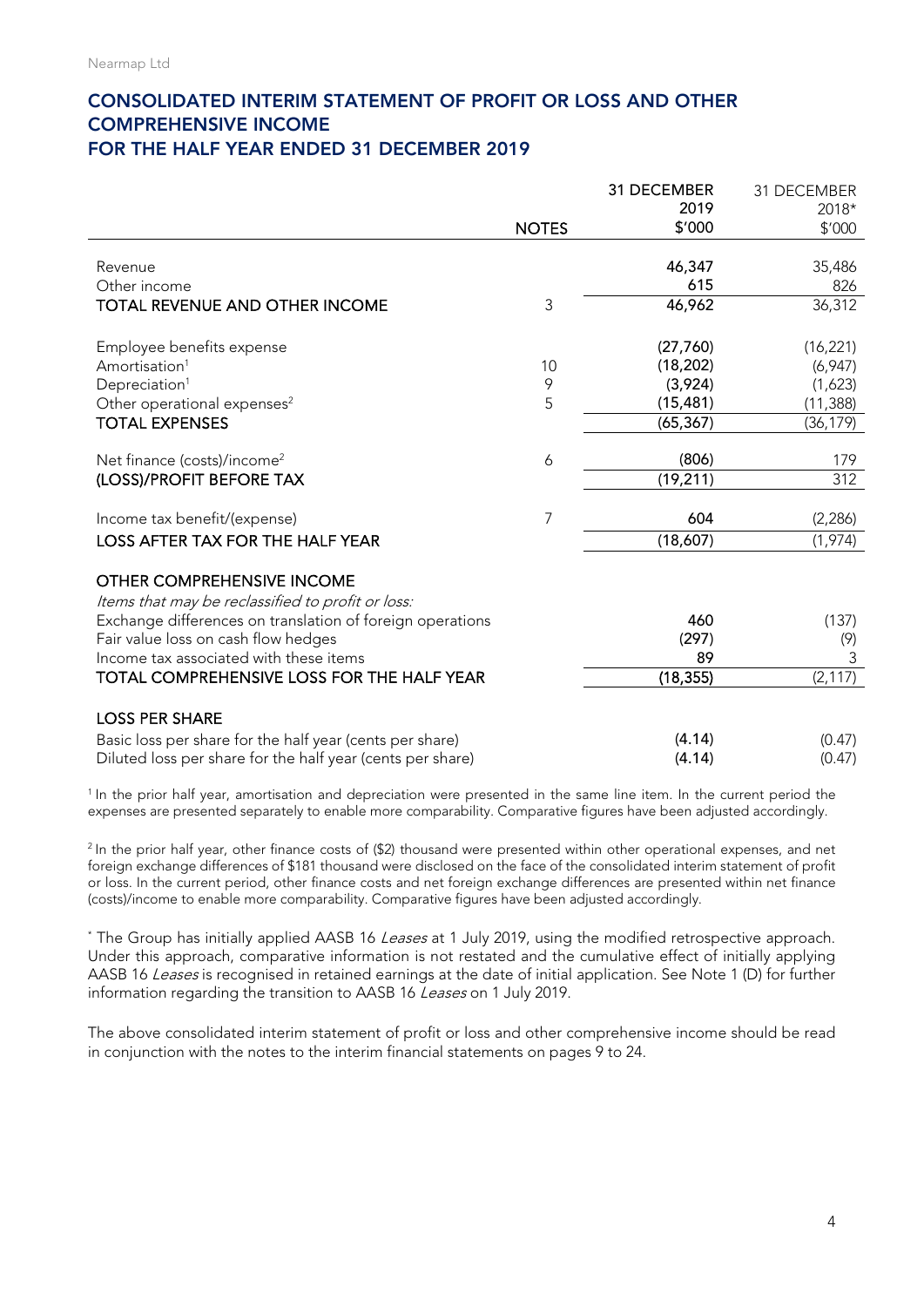## CONSOLIDATED INTERIM STATEMENT OF PROFIT OR LOSS AND OTHER COMPREHENSIVE INCOME FOR THE HALF YEAR ENDED 31 DECEMBER 2019

| | NOTES | 31 DECEMBER 2019 $'000 | 31 DECEMBER 2018* $'000 |
|---|---|---|---|
| Revenue | | **46,347** | 35,486 |
| Other income | | **615** | 826 |
| **TOTAL REVENUE AND OTHER INCOME** | 3 | **46,962** | 36,312 |
| | | | |
| Employee benefits expense | | **(27,760)** | (16,221) |
| Amortisation[1] | 10 | **(18,202)** | (6,947) |
| Depreciation[1] | 9 | **(3,924)** | (1,623) |
| Other operational expenses[2] | 5 | **(15,481)** | (11,388) |
| **TOTAL EXPENSES** | | **(65,367)** | (36,179) |
| | | | |
| Net finance (costs)/income[2] | 6 | **(806)** | 179 |
| **(LOSS)/PROFIT BEFORE TAX** | | **(19,211)** | 312 |
| | | | |
| Income tax benefit/(expense) | 7 | **604** | (2,286) |
| **LOSS AFTER TAX FOR THE HALF YEAR** | | **(18,607)** | (1,974) |
| | | | |
| **OTHER COMPREHENSIVE INCOME** | | | |
| *Items that may be reclassified to profit or loss:* | | | |
| Exchange differences on translation of foreign operations | | **460** | (137) |
| Fair value loss on cash flow hedges | | **(297)** | (9) |
| Income tax associated with these items | | **89** | 3 |
| **TOTAL COMPREHENSIVE LOSS FOR THE HALF YEAR** | | **(18,355)** | (2,117) |
| | | | |
| **LOSS PER SHARE** | | | |
| Basic loss per share for the half year (cents per share) | | **(4.14)** | (0.47) |
| Diluted loss per share for the half year (cents per share) | | **(4.14)** | (0.47) |

[1] In the prior half year, amortisation and depreciation were presented in the same line item. In the current period the expenses are presented separately to enable more comparability. Comparative figures have been adjusted accordingly.

[2] In the prior half year, other finance costs of ($2) thousand were presented within other operational expenses, and net foreign exchange differences of $181 thousand were disclosed on the face of the consolidated interim statement of profit or loss. In the current period, other finance costs and net foreign exchange differences are presented within net finance (costs)/income to enable more comparability. Comparative figures have been adjusted accordingly.

* The Group has initially applied AASB 16 *Leases* at 1 July 2019, using the modified retrospective approach. Under this approach, comparative information is not restated and the cumulative effect of initially applying AASB 16 *Leases* is recognised in retained earnings at the date of initial application. See Note 1 (D) for further information regarding the transition to AASB 16 *Leases* on 1 July 2019.

The above consolidated interim statement of profit or loss and other comprehensive income should be read in conjunction with the notes to the interim financial statements on pages 9 to 24.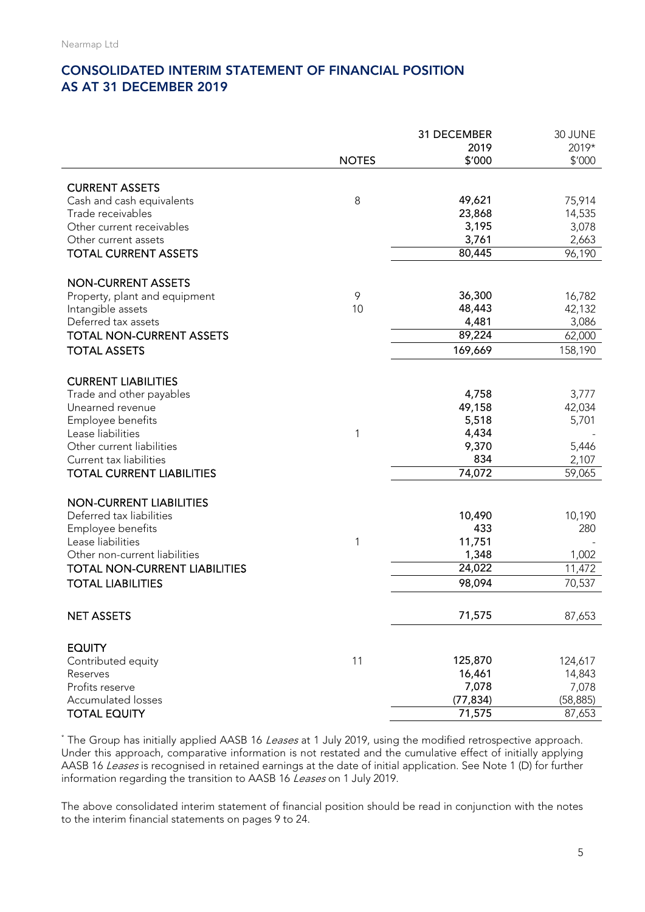## CONSOLIDATED INTERIM STATEMENT OF FINANCIAL POSITION AS AT 31 DECEMBER 2019

| | NOTES | 31 DECEMBER 2019 $'000 | 30 JUNE 2019* $'000 |
|---|---|---|---|
| **CURRENT ASSETS** | | | |
| Cash and cash equivalents | 8 | **49,621** | 75,914 |
| Trade receivables | | **23,868** | 14,535 |
| Other current receivables | | **3,195** | 3,078 |
| Other current assets | | **3,761** | 2,663 |
| **TOTAL CURRENT ASSETS** | | **80,445** | 96,190 |
| **NON-CURRENT ASSETS** | | | |
| Property, plant and equipment | 9 | **36,300** | 16,782 |
| Intangible assets | 10 | **48,443** | 42,132 |
| Deferred tax assets | | **4,481** | 3,086 |
| **TOTAL NON-CURRENT ASSETS** | | **89,224** | 62,000 |
| **TOTAL ASSETS** | | **169,669** | 158,190 |
| **CURRENT LIABILITIES** | | | |
| Trade and other payables | | **4,758** | 3,777 |
| Unearned revenue | | **49,158** | 42,034 |
| Employee benefits | | **5,518** | 5,701 |
| Lease liabilities | 1 | **4,434** | - |
| Other current liabilities | | **9,370** | 5,446 |
| Current tax liabilities | | **834** | 2,107 |
| **TOTAL CURRENT LIABILITIES** | | **74,072** | 59,065 |
| **NON-CURRENT LIABILITIES** | | | |
| Deferred tax liabilities | | **10,490** | 10,190 |
| Employee benefits | | **433** | 280 |
| Lease liabilities | 1 | **11,751** | - |
| Other non-current liabilities | | **1,348** | 1,002 |
| **TOTAL NON-CURRENT LIABILITIES** | | **24,022** | 11,472 |
| **TOTAL LIABILITIES** | | **98,094** | 70,537 |
| **NET ASSETS** | | **71,575** | 87,653 |
| **EQUITY** | | | |
| Contributed equity | 11 | **125,870** | 124,617 |
| Reserves | | **16,461** | 14,843 |
| Profits reserve | | **7,078** | 7,078 |
| Accumulated losses | | **(77,834)** | (58,885) |
| **TOTAL EQUITY** | | **71,575** | 87,653 |

* The Group has initially applied AASB 16 *Leases* at 1 July 2019, using the modified retrospective approach. Under this approach, comparative information is not restated and the cumulative effect of initially applying AASB 16 *Leases* is recognised in retained earnings at the date of initial application. See Note 1 (D) for further information regarding the transition to AASB 16 *Leases* on 1 July 2019.

The above consolidated interim statement of financial position should be read in conjunction with the notes to the interim financial statements on pages 9 to 24.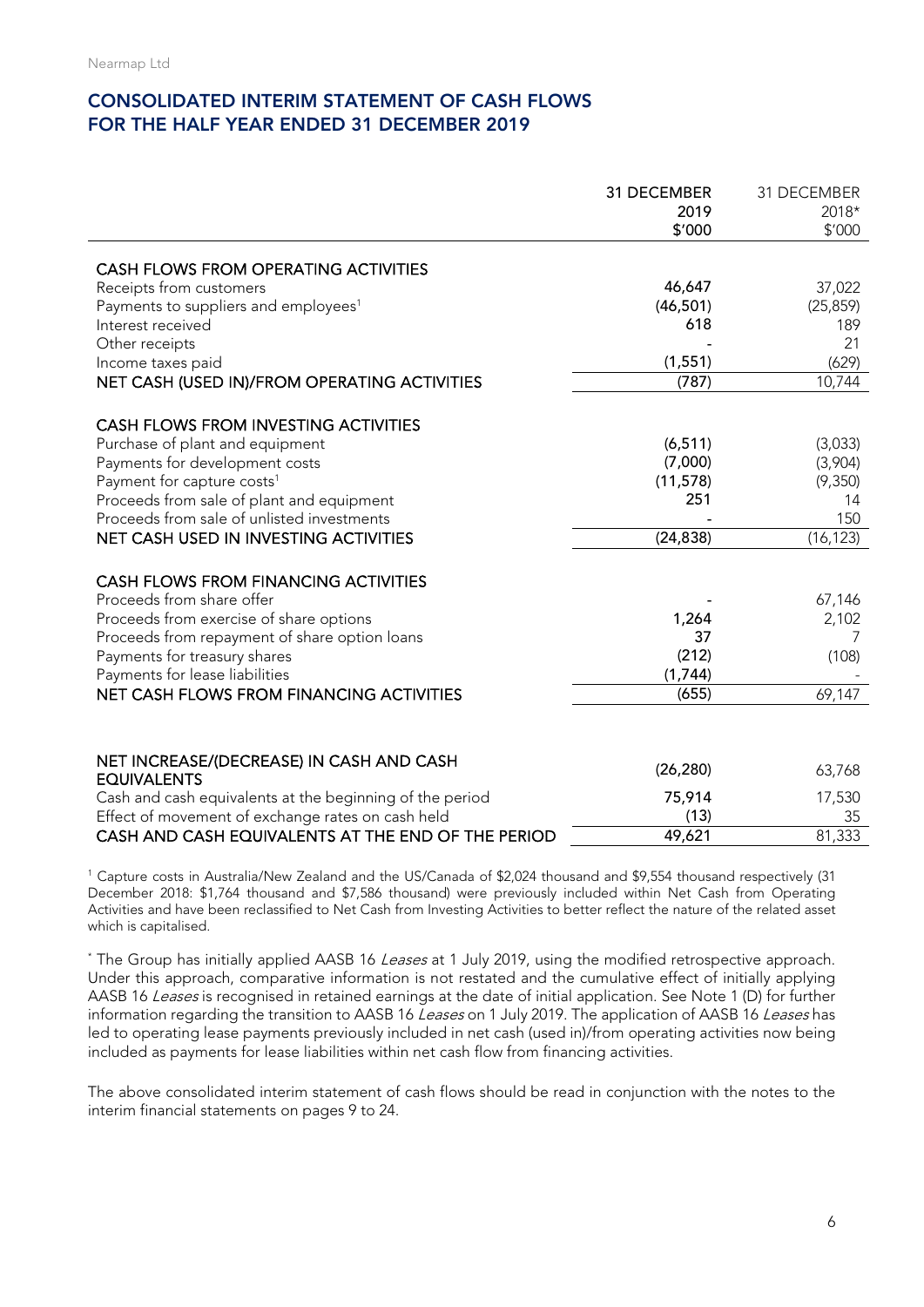Nearmap Ltd

## CONSOLIDATED INTERIM STATEMENT OF CASH FLOWS FOR THE HALF YEAR ENDED 31 DECEMBER 2019

| | 31 DECEMBER 2019 $'000 | 31 DECEMBER 2018* $'000 |
|---|---|---|
| **CASH FLOWS FROM OPERATING ACTIVITIES** | | |
| Receipts from customers | 46,647 | 37,022 |
| Payments to suppliers and employees[1] | (46,501) | (25,859) |
| Interest received | 618 | 189 |
| Other receipts | - | 21 |
| Income taxes paid | (1,551) | (629) |
| **NET CASH (USED IN)/FROM OPERATING ACTIVITIES** | (787) | 10,744 |
| **CASH FLOWS FROM INVESTING ACTIVITIES** | | |
| Purchase of plant and equipment | (6,511) | (3,033) |
| Payments for development costs | (7,000) | (3,904) |
| Payment for capture costs[1] | (11,578) | (9,350) |
| Proceeds from sale of plant and equipment | 251 | 14 |
| Proceeds from sale of unlisted investments | - | 150 |
| **NET CASH USED IN INVESTING ACTIVITIES** | (24,838) | (16,123) |
| **CASH FLOWS FROM FINANCING ACTIVITIES** | | |
| Proceeds from share offer | - | 67,146 |
| Proceeds from exercise of share options | 1,264 | 2,102 |
| Proceeds from repayment of share option loans | 37 | 7 |
| Payments for treasury shares | (212) | (108) |
| Payments for lease liabilities | (1,744) | - |
| **NET CASH FLOWS FROM FINANCING ACTIVITIES** | (655) | 69,147 |
| **NET INCREASE/(DECREASE) IN CASH AND CASH EQUIVALENTS** | (26,280) | 63,768 |
| Cash and cash equivalents at the beginning of the period | 75,914 | 17,530 |
| Effect of movement of exchange rates on cash held | (13) | 35 |
| **CASH AND CASH EQUIVALENTS AT THE END OF THE PERIOD** | 49,621 | 81,333 |

[1] Capture costs in Australia/New Zealand and the US/Canada of $2,024 thousand and $9,554 thousand respectively (31 December 2018: $1,764 thousand and $7,586 thousand) were previously included within Net Cash from Operating Activities and have been reclassified to Net Cash from Investing Activities to better reflect the nature of the related asset which is capitalised.

\* The Group has initially applied AASB 16 *Leases* at 1 July 2019, using the modified retrospective approach. Under this approach, comparative information is not restated and the cumulative effect of initially applying AASB 16 *Leases* is recognised in retained earnings at the date of initial application. See Note 1 (D) for further information regarding the transition to AASB 16 *Leases* on 1 July 2019. The application of AASB 16 *Leases* has led to operating lease payments previously included in net cash (used in)/from operating activities now being included as payments for lease liabilities within net cash flow from financing activities.

The above consolidated interim statement of cash flows should be read in conjunction with the notes to the interim financial statements on pages 9 to 24.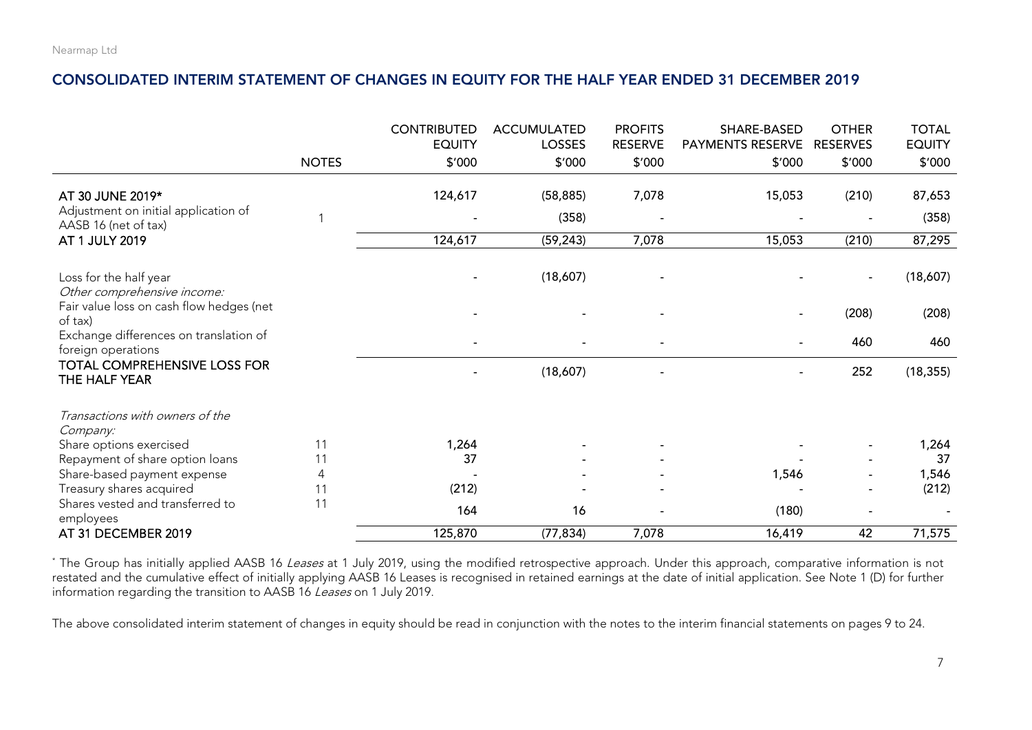## CONSOLIDATED INTERIM STATEMENT OF CHANGES IN EQUITY FOR THE HALF YEAR ENDED 31 DECEMBER 2019

| | NOTES | CONTRIBUTED EQUITY $'000 | ACCUMULATED LOSSES $'000 | PROFITS RESERVE $'000 | SHARE-BASED PAYMENTS RESERVE $'000 | OTHER RESERVES $'000 | TOTAL EQUITY $'000 |
|---|---|---|---|---|---|---|---|
| **AT 30 JUNE 2019*** | | 124,617 | (58,885) | 7,078 | 15,053 | (210) | 87,653 |
| Adjustment on initial application of AASB 16 (net of tax) | 1 | - | (358) | - | - | - | (358) |
| **AT 1 JULY 2019** | | 124,617 | (59,243) | 7,078 | 15,053 | (210) | 87,295 |
| Loss for the half year | | - | (18,607) | - | - | - | (18,607) |
| *Other comprehensive income:* | | | | | | | |
| Fair value loss on cash flow hedges (net of tax) | | - | - | - | - | (208) | (208) |
| Exchange differences on translation of foreign operations | | - | - | - | - | 460 | 460 |
| **TOTAL COMPREHENSIVE LOSS FOR THE HALF YEAR** | | - | (18,607) | - | - | 252 | (18,355) |
| *Transactions with owners of the Company:* | | | | | | | |
| Share options exercised | 11 | 1,264 | - | - | - | - | 1,264 |
| Repayment of share option loans | 11 | 37 | - | - | - | - | 37 |
| Share-based payment expense | 4 | - | - | - | 1,546 | - | 1,546 |
| Treasury shares acquired | 11 | (212) | - | - | - | - | (212) |
| Shares vested and transferred to employees | 11 | 164 | 16 | - | (180) | - | - |
| **AT 31 DECEMBER 2019** | | 125,870 | (77,834) | 7,078 | 16,419 | 42 | 71,575 |

* The Group has initially applied AASB 16 *Leases* at 1 July 2019, using the modified retrospective approach. Under this approach, comparative information is not restated and the cumulative effect of initially applying AASB 16 Leases is recognised in retained earnings at the date of initial application. See Note 1 (D) for further information regarding the transition to AASB 16 *Leases* on 1 July 2019.

The above consolidated interim statement of changes in equity should be read in conjunction with the notes to the interim financial statements on pages 9 to 24.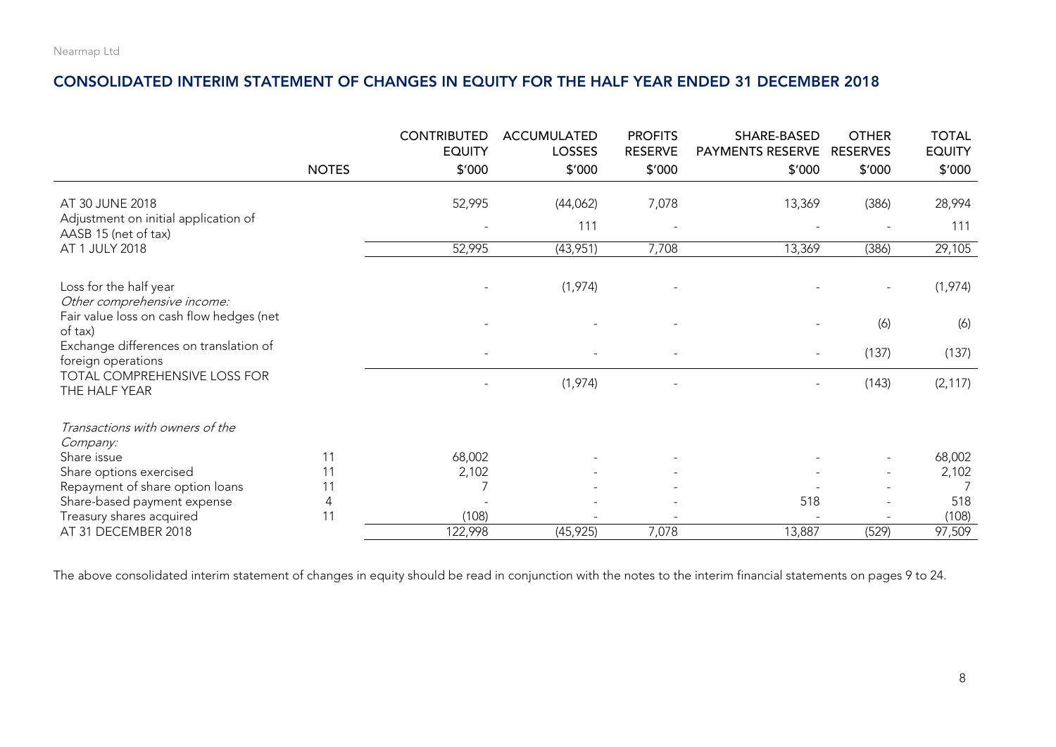## CONSOLIDATED INTERIM STATEMENT OF CHANGES IN EQUITY FOR THE HALF YEAR ENDED 31 DECEMBER 2018

| | NOTES | CONTRIBUTED EQUITY $'000 | ACCUMULATED LOSSES $'000 | PROFITS RESERVE $'000 | SHARE-BASED PAYMENTS RESERVE $'000 | OTHER RESERVES $'000 | TOTAL EQUITY $'000 |
|---|---|---|---|---|---|---|---|
| AT 30 JUNE 2018 | | 52,995 | (44,062) | 7,078 | 13,369 | (386) | 28,994 |
| Adjustment on initial application of AASB 15 (net of tax) | | - | 111 | - | - | - | 111 |
| AT 1 JULY 2018 | | 52,995 | (43,951) | 7,708 | 13,369 | (386) | 29,105 |
| Loss for the half year | | - | (1,974) | - | - | - | (1,974) |
| *Other comprehensive income:* | | | | | | | |
| Fair value loss on cash flow hedges (net of tax) | | - | - | - | - | (6) | (6) |
| Exchange differences on translation of foreign operations | | - | - | - | - | (137) | (137) |
| TOTAL COMPREHENSIVE LOSS FOR THE HALF YEAR | | - | (1,974) | - | - | (143) | (2,117) |
| *Transactions with owners of the Company:* | | | | | | | |
| Share issue | 11 | 68,002 | - | - | - | - | 68,002 |
| Share options exercised | 11 | 2,102 | - | - | - | - | 2,102 |
| Repayment of share option loans | 11 | 7 | - | - | - | - | 7 |
| Share-based payment expense | 4 | - | - | - | 518 | - | 518 |
| Treasury shares acquired | 11 | (108) | - | - | - | - | (108) |
| AT 31 DECEMBER 2018 | | 122,998 | (45,925) | 7,078 | 13,887 | (529) | 97,509 |

The above consolidated interim statement of changes in equity should be read in conjunction with the notes to the interim financial statements on pages 9 to 24.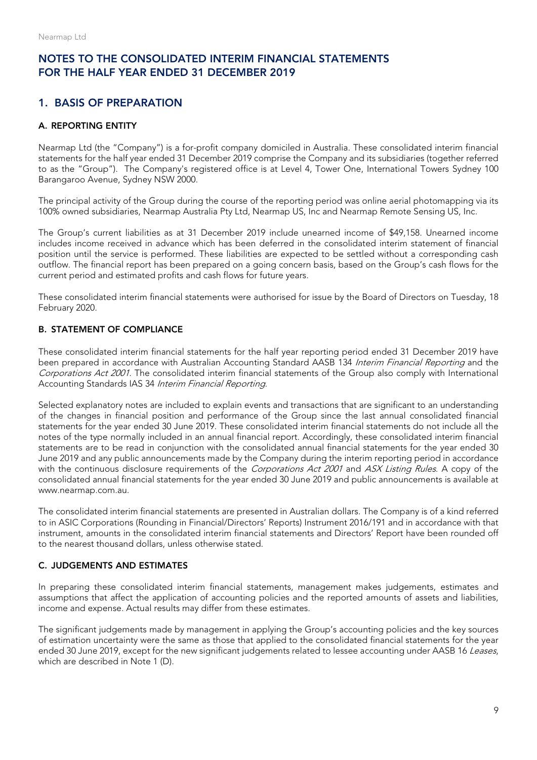# NOTES TO THE CONSOLIDATED INTERIM FINANCIAL STATEMENTS FOR THE HALF YEAR ENDED 31 DECEMBER 2019

## 1. BASIS OF PREPARATION

### A. REPORTING ENTITY

Nearmap Ltd (the "Company") is a for-profit company domiciled in Australia. These consolidated interim financial statements for the half year ended 31 December 2019 comprise the Company and its subsidiaries (together referred to as the "Group"). The Company's registered office is at Level 4, Tower One, International Towers Sydney 100 Barangaroo Avenue, Sydney NSW 2000.

The principal activity of the Group during the course of the reporting period was online aerial photomapping via its 100% owned subsidiaries, Nearmap Australia Pty Ltd, Nearmap US, Inc and Nearmap Remote Sensing US, Inc.

The Group's current liabilities as at 31 December 2019 include unearned income of $49,158. Unearned income includes income received in advance which has been deferred in the consolidated interim statement of financial position until the service is performed. These liabilities are expected to be settled without a corresponding cash outflow. The financial report has been prepared on a going concern basis, based on the Group's cash flows for the current period and estimated profits and cash flows for future years.

These consolidated interim financial statements were authorised for issue by the Board of Directors on Tuesday, 18 February 2020.

### B. STATEMENT OF COMPLIANCE

These consolidated interim financial statements for the half year reporting period ended 31 December 2019 have been prepared in accordance with Australian Accounting Standard AASB 134 *Interim Financial Reporting* and the *Corporations Act 2001*. The consolidated interim financial statements of the Group also comply with International Accounting Standards IAS 34 *Interim Financial Reporting*.

Selected explanatory notes are included to explain events and transactions that are significant to an understanding of the changes in financial position and performance of the Group since the last annual consolidated financial statements for the year ended 30 June 2019. These consolidated interim financial statements do not include all the notes of the type normally included in an annual financial report. Accordingly, these consolidated interim financial statements are to be read in conjunction with the consolidated annual financial statements for the year ended 30 June 2019 and any public announcements made by the Company during the interim reporting period in accordance with the continuous disclosure requirements of the *Corporations Act 2001* and *ASX Listing Rules*. A copy of the consolidated annual financial statements for the year ended 30 June 2019 and public announcements is available at www.nearmap.com.au.

The consolidated interim financial statements are presented in Australian dollars. The Company is of a kind referred to in ASIC Corporations (Rounding in Financial/Directors' Reports) Instrument 2016/191 and in accordance with that instrument, amounts in the consolidated interim financial statements and Directors' Report have been rounded off to the nearest thousand dollars, unless otherwise stated.

### C. JUDGEMENTS AND ESTIMATES

In preparing these consolidated interim financial statements, management makes judgements, estimates and assumptions that affect the application of accounting policies and the reported amounts of assets and liabilities, income and expense. Actual results may differ from these estimates.

The significant judgements made by management in applying the Group's accounting policies and the key sources of estimation uncertainty were the same as those that applied to the consolidated financial statements for the year ended 30 June 2019, except for the new significant judgements related to lessee accounting under AASB 16 *Leases*, which are described in Note 1 (D).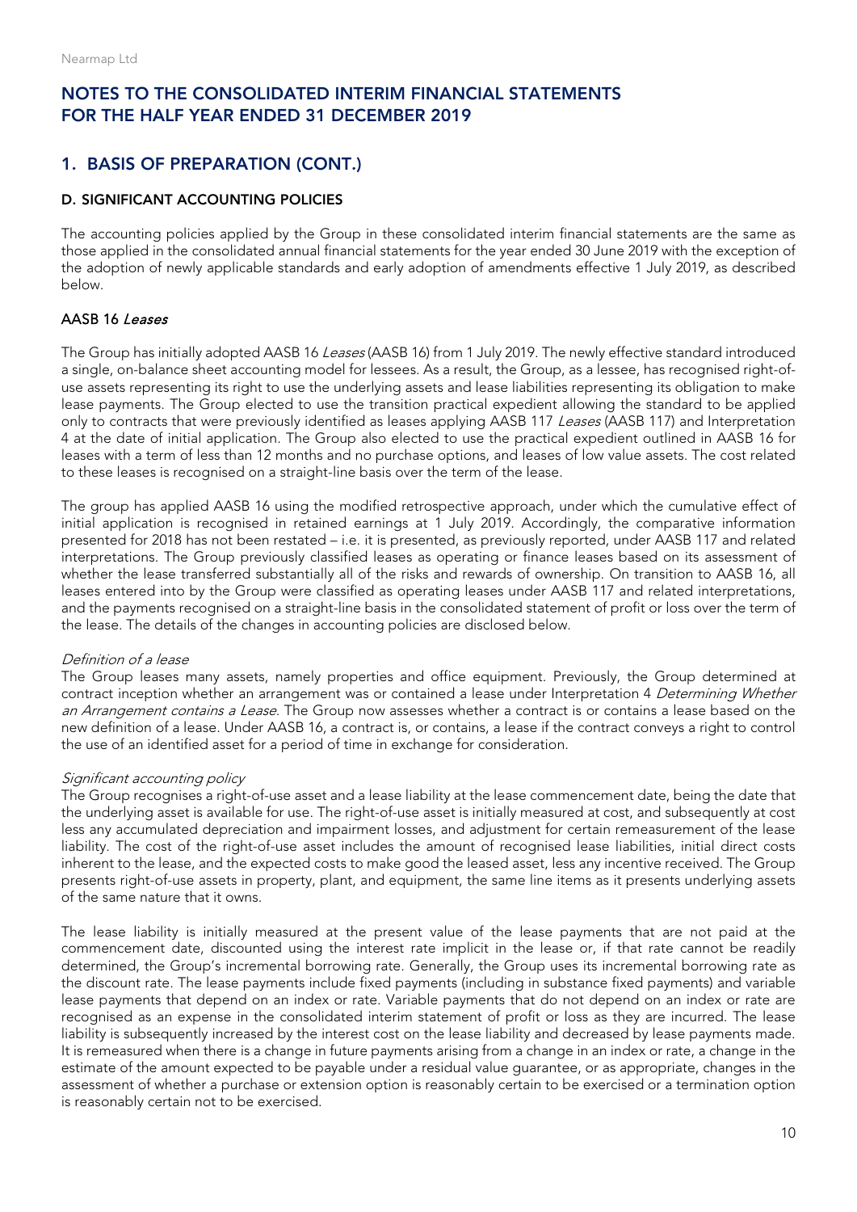## NOTES TO THE CONSOLIDATED INTERIM FINANCIAL STATEMENTS FOR THE HALF YEAR ENDED 31 DECEMBER 2019

## 1. BASIS OF PREPARATION (CONT.)

### D. SIGNIFICANT ACCOUNTING POLICIES

The accounting policies applied by the Group in these consolidated interim financial statements are the same as those applied in the consolidated annual financial statements for the year ended 30 June 2019 with the exception of the adoption of newly applicable standards and early adoption of amendments effective 1 July 2019, as described below.

#### AASB 16 *Leases*

The Group has initially adopted AASB 16 *Leases* (AASB 16) from 1 July 2019. The newly effective standard introduced a single, on-balance sheet accounting model for lessees. As a result, the Group, as a lessee, has recognised right-of-use assets representing its right to use the underlying assets and lease liabilities representing its obligation to make lease payments. The Group elected to use the transition practical expedient allowing the standard to be applied only to contracts that were previously identified as leases applying AASB 117 *Leases* (AASB 117) and Interpretation 4 at the date of initial application. The Group also elected to use the practical expedient outlined in AASB 16 for leases with a term of less than 12 months and no purchase options, and leases of low value assets. The cost related to these leases is recognised on a straight-line basis over the term of the lease.

The group has applied AASB 16 using the modified retrospective approach, under which the cumulative effect of initial application is recognised in retained earnings at 1 July 2019. Accordingly, the comparative information presented for 2018 has not been restated – i.e. it is presented, as previously reported, under AASB 117 and related interpretations. The Group previously classified leases as operating or finance leases based on its assessment of whether the lease transferred substantially all of the risks and rewards of ownership. On transition to AASB 16, all leases entered into by the Group were classified as operating leases under AASB 117 and related interpretations, and the payments recognised on a straight-line basis in the consolidated statement of profit or loss over the term of the lease. The details of the changes in accounting policies are disclosed below.

*Definition of a lease*

The Group leases many assets, namely properties and office equipment. Previously, the Group determined at contract inception whether an arrangement was or contained a lease under Interpretation 4 *Determining Whether an Arrangement contains a Lease*. The Group now assesses whether a contract is or contains a lease based on the new definition of a lease. Under AASB 16, a contract is, or contains, a lease if the contract conveys a right to control the use of an identified asset for a period of time in exchange for consideration.

*Significant accounting policy*

The Group recognises a right-of-use asset and a lease liability at the lease commencement date, being the date that the underlying asset is available for use. The right-of-use asset is initially measured at cost, and subsequently at cost less any accumulated depreciation and impairment losses, and adjustment for certain remeasurement of the lease liability. The cost of the right-of-use asset includes the amount of recognised lease liabilities, initial direct costs inherent to the lease, and the expected costs to make good the leased asset, less any incentive received. The Group presents right-of-use assets in property, plant, and equipment, the same line items as it presents underlying assets of the same nature that it owns.

The lease liability is initially measured at the present value of the lease payments that are not paid at the commencement date, discounted using the interest rate implicit in the lease or, if that rate cannot be readily determined, the Group's incremental borrowing rate. Generally, the Group uses its incremental borrowing rate as the discount rate. The lease payments include fixed payments (including in substance fixed payments) and variable lease payments that depend on an index or rate. Variable payments that do not depend on an index or rate are recognised as an expense in the consolidated interim statement of profit or loss as they are incurred. The lease liability is subsequently increased by the interest cost on the lease liability and decreased by lease payments made. It is remeasured when there is a change in future payments arising from a change in an index or rate, a change in the estimate of the amount expected to be payable under a residual value guarantee, or as appropriate, changes in the assessment of whether a purchase or extension option is reasonably certain to be exercised or a termination option is reasonably certain not to be exercised.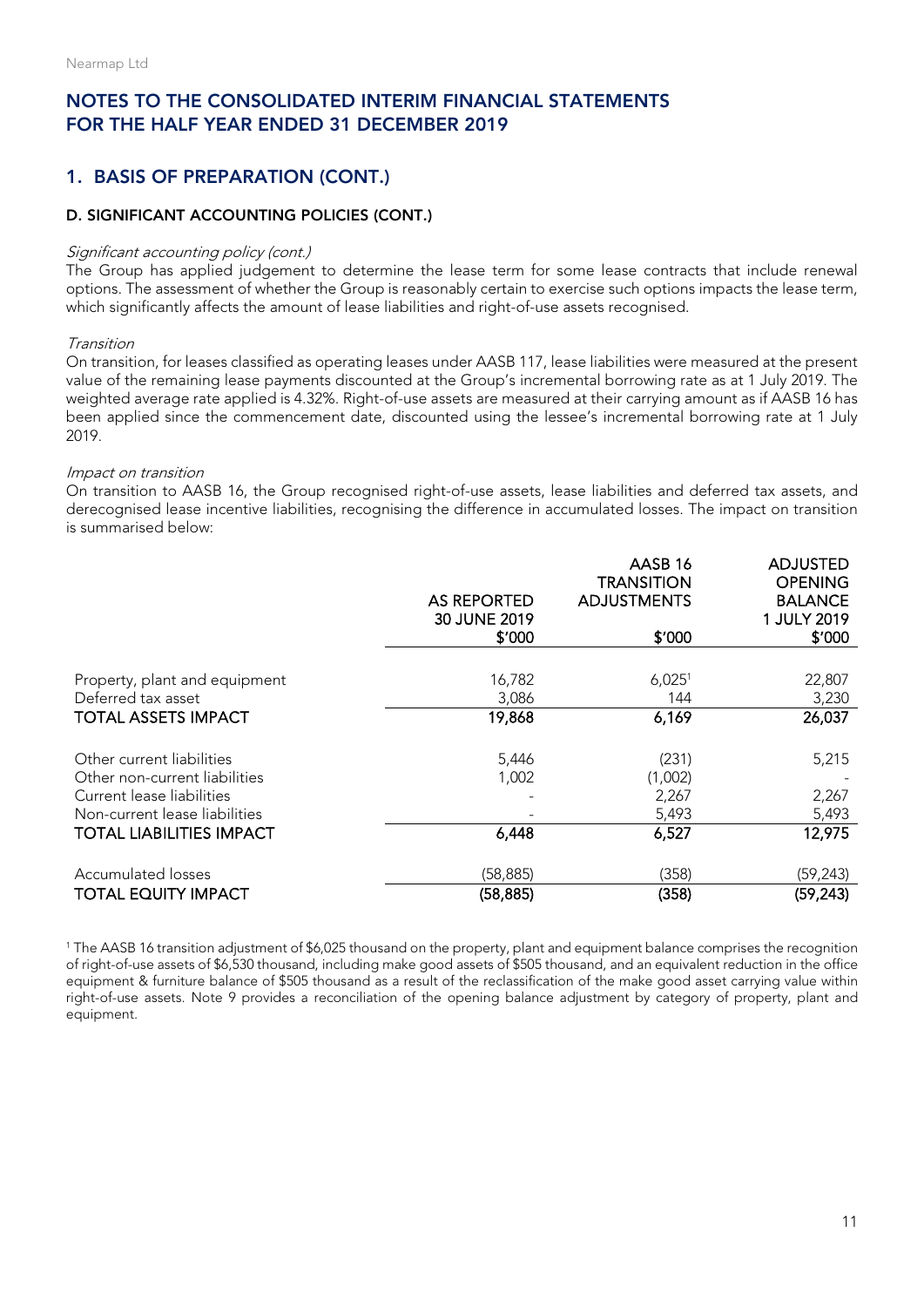## NOTES TO THE CONSOLIDATED INTERIM FINANCIAL STATEMENTS FOR THE HALF YEAR ENDED 31 DECEMBER 2019

## 1. BASIS OF PREPARATION (CONT.)

### D. SIGNIFICANT ACCOUNTING POLICIES (CONT.)

*Significant accounting policy (cont.)*

The Group has applied judgement to determine the lease term for some lease contracts that include renewal options. The assessment of whether the Group is reasonably certain to exercise such options impacts the lease term, which significantly affects the amount of lease liabilities and right-of-use assets recognised.

*Transition*

On transition, for leases classified as operating leases under AASB 117, lease liabilities were measured at the present value of the remaining lease payments discounted at the Group's incremental borrowing rate as at 1 July 2019. The weighted average rate applied is 4.32%. Right-of-use assets are measured at their carrying amount as if AASB 16 has been applied since the commencement date, discounted using the lessee's incremental borrowing rate at 1 July 2019.

*Impact on transition*

On transition to AASB 16, the Group recognised right-of-use assets, lease liabilities and deferred tax assets, and derecognised lease incentive liabilities, recognising the difference in accumulated losses. The impact on transition is summarised below:

| | AS REPORTED 30 JUNE 2019 $'000 | AASB 16 TRANSITION ADJUSTMENTS $'000 | ADJUSTED OPENING BALANCE 1 JULY 2019 $'000 |
|---|---|---|---|
| Property, plant and equipment | 16,782 | 6,025[1] | 22,807 |
| Deferred tax asset | 3,086 | 144 | 3,230 |
| **TOTAL ASSETS IMPACT** | **19,868** | **6,169** | **26,037** |
| Other current liabilities | 5,446 | (231) | 5,215 |
| Other non-current liabilities | 1,002 | (1,002) | - |
| Current lease liabilities | - | 2,267 | 2,267 |
| Non-current lease liabilities | - | 5,493 | 5,493 |
| **TOTAL LIABILITIES IMPACT** | **6,448** | **6,527** | **12,975** |
| Accumulated losses | (58,885) | (358) | (59,243) |
| **TOTAL EQUITY IMPACT** | **(58,885)** | **(358)** | **(59,243)** |

[1] The AASB 16 transition adjustment of $6,025 thousand on the property, plant and equipment balance comprises the recognition of right-of-use assets of $6,530 thousand, including make good assets of $505 thousand, and an equivalent reduction in the office equipment & furniture balance of $505 thousand as a result of the reclassification of the make good asset carrying value within right-of-use assets. Note 9 provides a reconciliation of the opening balance adjustment by category of property, plant and equipment.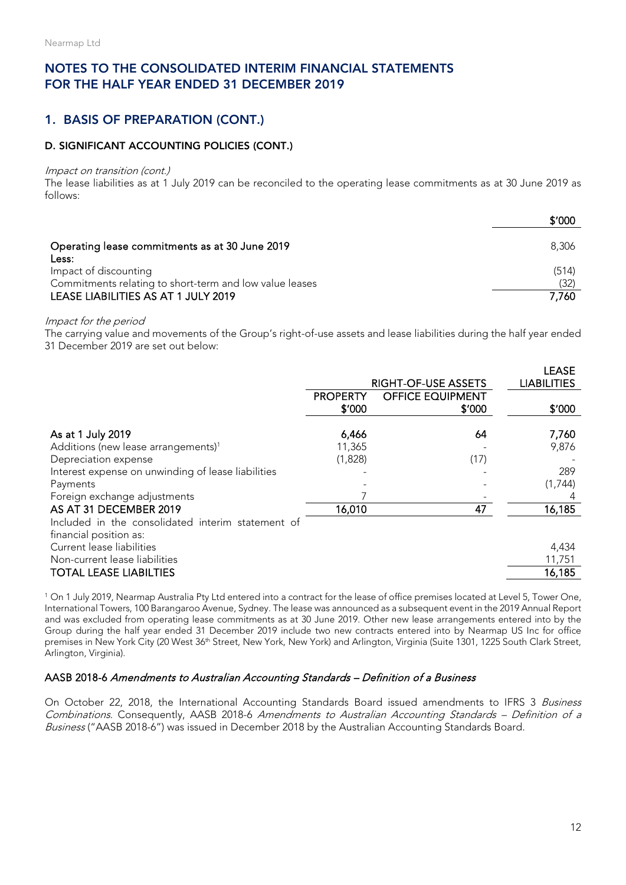## NOTES TO THE CONSOLIDATED INTERIM FINANCIAL STATEMENTS FOR THE HALF YEAR ENDED 31 DECEMBER 2019

## 1. BASIS OF PREPARATION (CONT.)

### D. SIGNIFICANT ACCOUNTING POLICIES (CONT.)

*Impact on transition (cont.)*

The lease liabilities as at 1 July 2019 can be reconciled to the operating lease commitments as at 30 June 2019 as follows:

| | $'000 |
|---|---|
| **Operating lease commitments as at 30 June 2019** | 8,306 |
| **Less:** | |
| Impact of discounting | (514) |
| Commitments relating to short-term and low value leases | (32) |
| **LEASE LIABILITIES AS AT 1 JULY 2019** | **7,760** |

*Impact for the period*

The carrying value and movements of the Group's right-of-use assets and lease liabilities during the half year ended 31 December 2019 are set out below:

| | RIGHT-OF-USE ASSETS | | LEASE LIABILITIES |
|---|---|---|---|
| | PROPERTY $'000 | OFFICE EQUIPMENT $'000 | $'000 |
| **As at 1 July 2019** | **6,466** | **64** | **7,760** |
| Additions (new lease arrangements)[1] | 11,365 | - | 9,876 |
| Depreciation expense | (1,828) | (17) | - |
| Interest expense on unwinding of lease liabilities | - | - | 289 |
| Payments | - | - | (1,744) |
| Foreign exchange adjustments | 7 | - | 4 |
| **AS AT 31 DECEMBER 2019** | **16,010** | **47** | **16,185** |
| Included in the consolidated interim statement of financial position as: | | | |
| Current lease liabilities | | | 4,434 |
| Non-current lease liabilities | | | 11,751 |
| **TOTAL LEASE LIABILTIES** | | | **16,185** |

[1] On 1 July 2019, Nearmap Australia Pty Ltd entered into a contract for the lease of office premises located at Level 5, Tower One, International Towers, 100 Barangaroo Avenue, Sydney. The lease was announced as a subsequent event in the 2019 Annual Report and was excluded from operating lease commitments as at 30 June 2019. Other new lease arrangements entered into by the Group during the half year ended 31 December 2019 include two new contracts entered into by Nearmap US Inc for office premises in New York City (20 West 36th Street, New York, New York) and Arlington, Virginia (Suite 1301, 1225 South Clark Street, Arlington, Virginia).

### AASB 2018-6 *Amendments to Australian Accounting Standards – Definition of a Business*

On October 22, 2018, the International Accounting Standards Board issued amendments to IFRS 3 *Business Combinations*. Consequently, AASB 2018-6 *Amendments to Australian Accounting Standards – Definition of a Business* ("AASB 2018-6") was issued in December 2018 by the Australian Accounting Standards Board.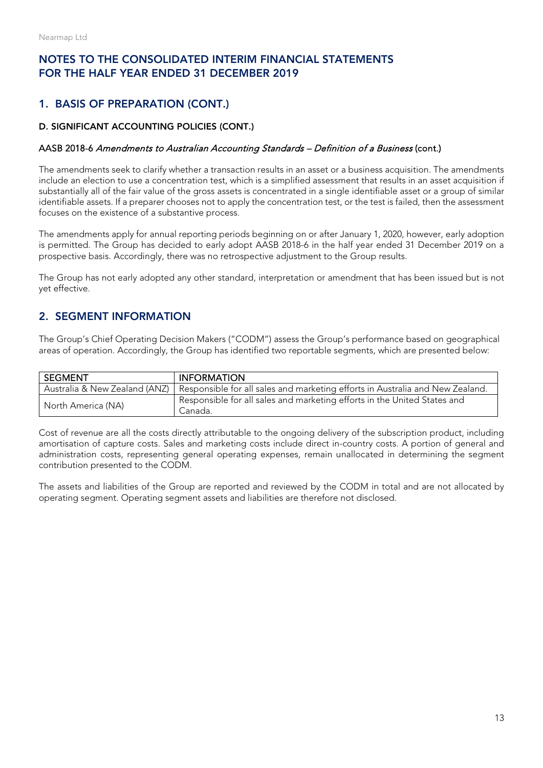# NOTES TO THE CONSOLIDATED INTERIM FINANCIAL STATEMENTS FOR THE HALF YEAR ENDED 31 DECEMBER 2019

## 1. BASIS OF PREPARATION (CONT.)

### D. SIGNIFICANT ACCOUNTING POLICIES (CONT.)

#### AASB 2018-6 *Amendments to Australian Accounting Standards – Definition of a Business* (cont.)

The amendments seek to clarify whether a transaction results in an asset or a business acquisition. The amendments include an election to use a concentration test, which is a simplified assessment that results in an asset acquisition if substantially all of the fair value of the gross assets is concentrated in a single identifiable asset or a group of similar identifiable assets. If a preparer chooses not to apply the concentration test, or the test is failed, then the assessment focuses on the existence of a substantive process.

The amendments apply for annual reporting periods beginning on or after January 1, 2020, however, early adoption is permitted. The Group has decided to early adopt AASB 2018-6 in the half year ended 31 December 2019 on a prospective basis. Accordingly, there was no retrospective adjustment to the Group results.

The Group has not early adopted any other standard, interpretation or amendment that has been issued but is not yet effective.

## 2. SEGMENT INFORMATION

The Group's Chief Operating Decision Makers ("CODM") assess the Group's performance based on geographical areas of operation. Accordingly, the Group has identified two reportable segments, which are presented below:

| SEGMENT | INFORMATION |
|---|---|
| Australia & New Zealand (ANZ) | Responsible for all sales and marketing efforts in Australia and New Zealand. |
| North America (NA) | Responsible for all sales and marketing efforts in the United States and Canada. |

Cost of revenue are all the costs directly attributable to the ongoing delivery of the subscription product, including amortisation of capture costs. Sales and marketing costs include direct in-country costs. A portion of general and administration costs, representing general operating expenses, remain unallocated in determining the segment contribution presented to the CODM.

The assets and liabilities of the Group are reported and reviewed by the CODM in total and are not allocated by operating segment. Operating segment assets and liabilities are therefore not disclosed.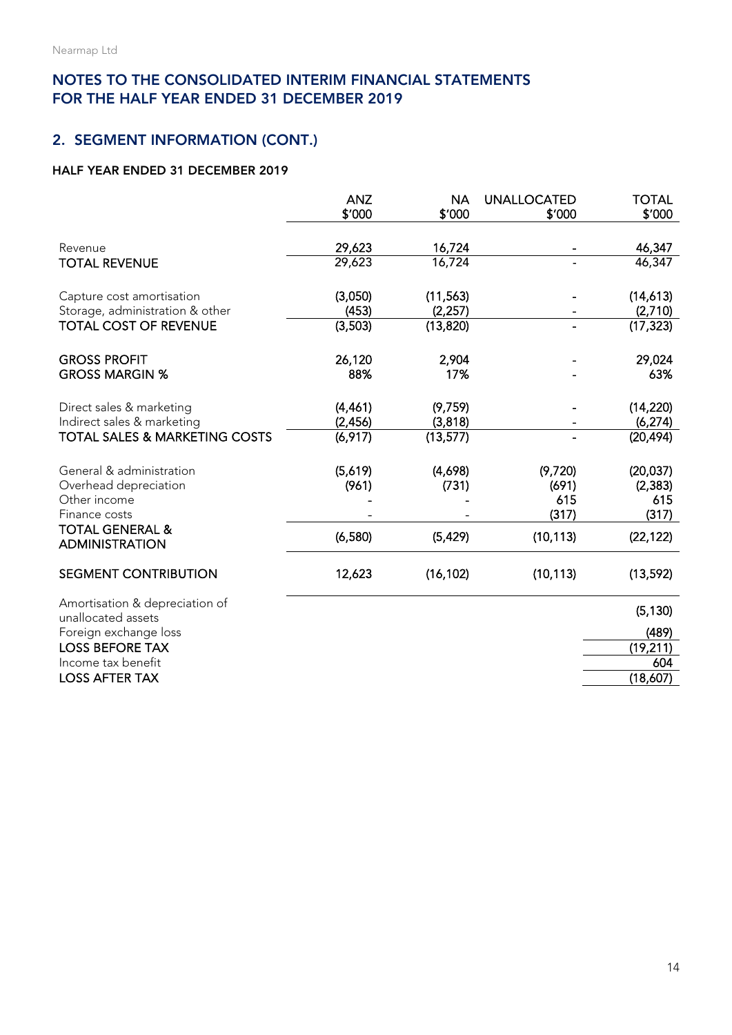## NOTES TO THE CONSOLIDATED INTERIM FINANCIAL STATEMENTS FOR THE HALF YEAR ENDED 31 DECEMBER 2019

## 2. SEGMENT INFORMATION (CONT.)

### HALF YEAR ENDED 31 DECEMBER 2019

| | ANZ $'000 | NA $'000 | UNALLOCATED $'000 | TOTAL $'000 |
|---|---|---|---|---|
| Revenue | 29,623 | 16,724 | - | 46,347 |
| **TOTAL REVENUE** | 29,623 | 16,724 | - | 46,347 |
| Capture cost amortisation | (3,050) | (11,563) | - | (14,613) |
| Storage, administration & other | (453) | (2,257) | - | (2,710) |
| **TOTAL COST OF REVENUE** | (3,503) | (13,820) | - | (17,323) |
| **GROSS PROFIT** | 26,120 | 2,904 | - | 29,024 |
| **GROSS MARGIN %** | 88% | 17% | - | 63% |
| Direct sales & marketing | (4,461) | (9,759) | - | (14,220) |
| Indirect sales & marketing | (2,456) | (3,818) | - | (6,274) |
| **TOTAL SALES & MARKETING COSTS** | (6,917) | (13,577) | - | (20,494) |
| General & administration | (5,619) | (4,698) | (9,720) | (20,037) |
| Overhead depreciation | (961) | (731) | (691) | (2,383) |
| Other income | - | - | 615 | 615 |
| Finance costs | - | - | (317) | (317) |
| **TOTAL GENERAL & ADMINISTRATION** | (6,580) | (5,429) | (10,113) | (22,122) |
| **SEGMENT CONTRIBUTION** | 12,623 | (16,102) | (10,113) | (13,592) |
| Amortisation & depreciation of unallocated assets | | | | (5,130) |
| Foreign exchange loss | | | | (489) |
| **LOSS BEFORE TAX** | | | | (19,211) |
| Income tax benefit | | | | 604 |
| **LOSS AFTER TAX** | | | | (18,607) |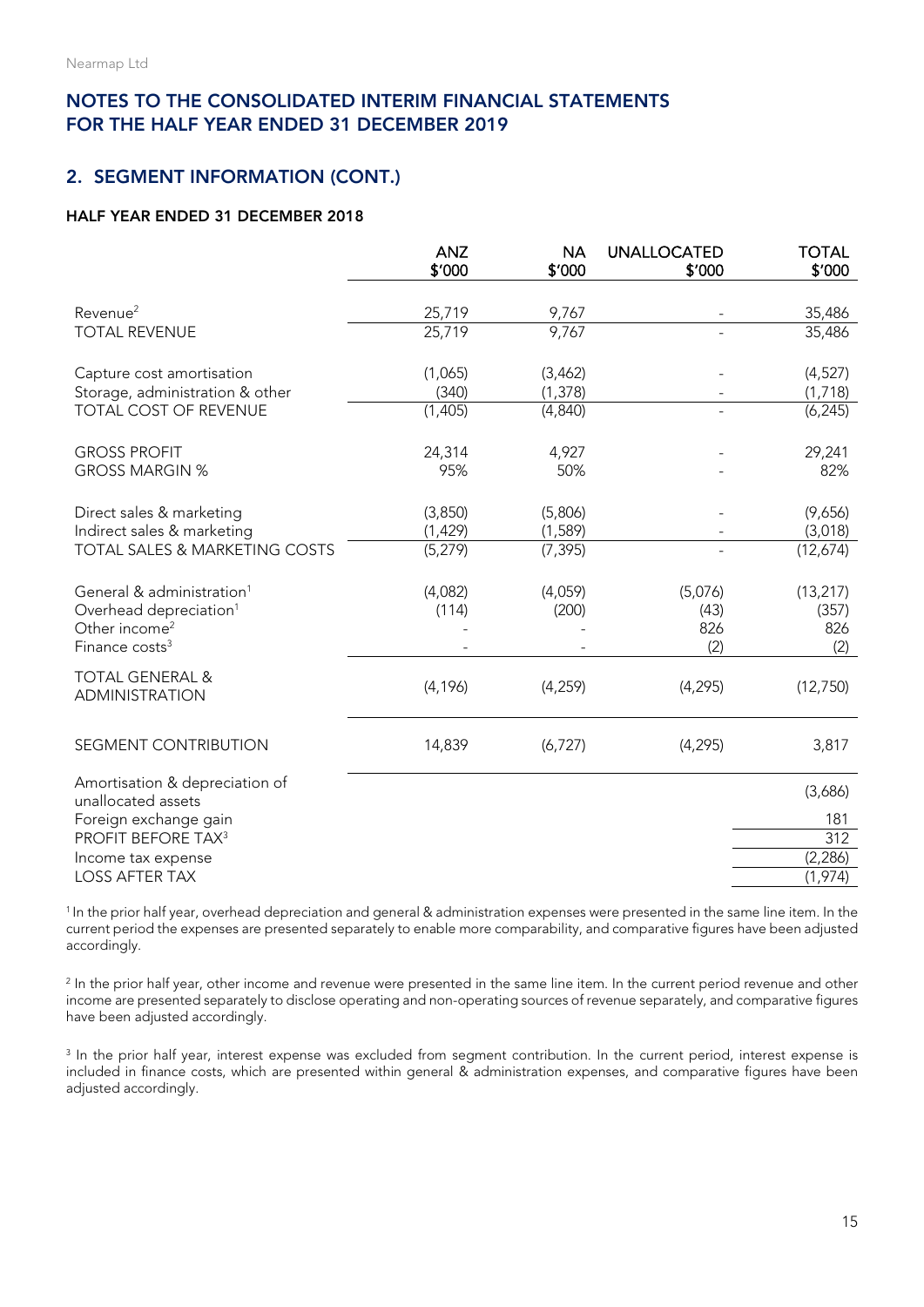Nearmap Ltd

## NOTES TO THE CONSOLIDATED INTERIM FINANCIAL STATEMENTS FOR THE HALF YEAR ENDED 31 DECEMBER 2019

## 2. SEGMENT INFORMATION (CONT.)

### HALF YEAR ENDED 31 DECEMBER 2018

| | ANZ $'000 | NA $'000 | UNALLOCATED $'000 | TOTAL $'000 |
|---|---|---|---|---|
| Revenue[2] | 25,719 | 9,767 | - | 35,486 |
| TOTAL REVENUE | 25,719 | 9,767 | - | 35,486 |
| Capture cost amortisation | (1,065) | (3,462) | - | (4,527) |
| Storage, administration & other | (340) | (1,378) | - | (1,718) |
| TOTAL COST OF REVENUE | (1,405) | (4,840) | - | (6,245) |
| GROSS PROFIT | 24,314 | 4,927 | - | 29,241 |
| GROSS MARGIN % | 95% | 50% | - | 82% |
| Direct sales & marketing | (3,850) | (5,806) | - | (9,656) |
| Indirect sales & marketing | (1,429) | (1,589) | - | (3,018) |
| TOTAL SALES & MARKETING COSTS | (5,279) | (7,395) | - | (12,674) |
| General & administration[1] | (4,082) | (4,059) | (5,076) | (13,217) |
| Overhead depreciation[1] | (114) | (200) | (43) | (357) |
| Other income[2] | - | - | 826 | 826 |
| Finance costs[3] | - | - | (2) | (2) |
| TOTAL GENERAL & ADMINISTRATION | (4,196) | (4,259) | (4,295) | (12,750) |
| SEGMENT CONTRIBUTION | 14,839 | (6,727) | (4,295) | 3,817 |
| Amortisation & depreciation of unallocated assets | | | | (3,686) |
| Foreign exchange gain | | | | 181 |
| PROFIT BEFORE TAX[3] | | | | 312 |
| Income tax expense | | | | (2,286) |
| LOSS AFTER TAX | | | | (1,974) |

[1] In the prior half year, overhead depreciation and general & administration expenses were presented in the same line item. In the current period the expenses are presented separately to enable more comparability, and comparative figures have been adjusted accordingly.

[2] In the prior half year, other income and revenue were presented in the same line item. In the current period revenue and other income are presented separately to disclose operating and non-operating sources of revenue separately, and comparative figures have been adjusted accordingly.

[3] In the prior half year, interest expense was excluded from segment contribution. In the current period, interest expense is included in finance costs, which are presented within general & administration expenses, and comparative figures have been adjusted accordingly.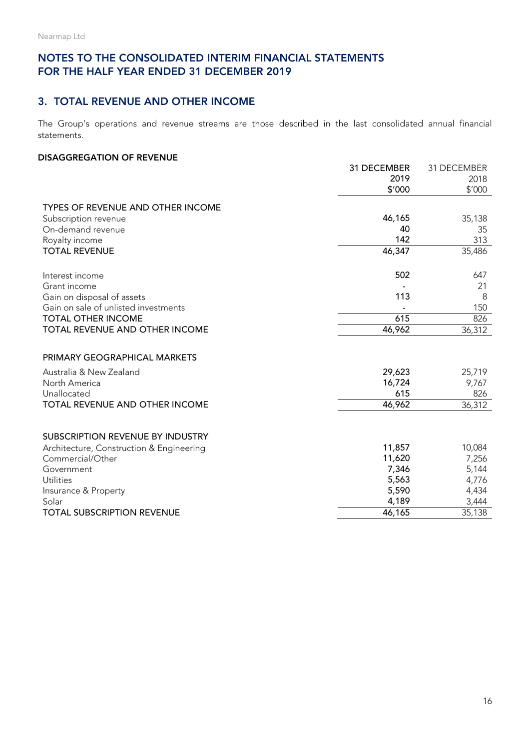## NOTES TO THE CONSOLIDATED INTERIM FINANCIAL STATEMENTS FOR THE HALF YEAR ENDED 31 DECEMBER 2019

## 3. TOTAL REVENUE AND OTHER INCOME

The Group's operations and revenue streams are those described in the last consolidated annual financial statements.

### DISAGGREGATION OF REVENUE

| | 31 DECEMBER 2019 $'000 | 31 DECEMBER 2018 $'000 |
|---|---|---|
| **TYPES OF REVENUE AND OTHER INCOME** | | |
| Subscription revenue | 46,165 | 35,138 |
| On-demand revenue | 40 | 35 |
| Royalty income | 142 | 313 |
| **TOTAL REVENUE** | 46,347 | 35,486 |
| | | |
| Interest income | 502 | 647 |
| Grant income | - | 21 |
| Gain on disposal of assets | 113 | 8 |
| Gain on sale of unlisted investments | - | 150 |
| **TOTAL OTHER INCOME** | 615 | 826 |
| **TOTAL REVENUE AND OTHER INCOME** | 46,962 | 36,312 |
| | | |
| **PRIMARY GEOGRAPHICAL MARKETS** | | |
| Australia & New Zealand | 29,623 | 25,719 |
| North America | 16,724 | 9,767 |
| Unallocated | 615 | 826 |
| **TOTAL REVENUE AND OTHER INCOME** | 46,962 | 36,312 |
| | | |
| **SUBSCRIPTION REVENUE BY INDUSTRY** | | |
| Architecture, Construction & Engineering | 11,857 | 10,084 |
| Commercial/Other | 11,620 | 7,256 |
| Government | 7,346 | 5,144 |
| Utilities | 5,563 | 4,776 |
| Insurance & Property | 5,590 | 4,434 |
| Solar | 4,189 | 3,444 |
| **TOTAL SUBSCRIPTION REVENUE** | 46,165 | 35,138 |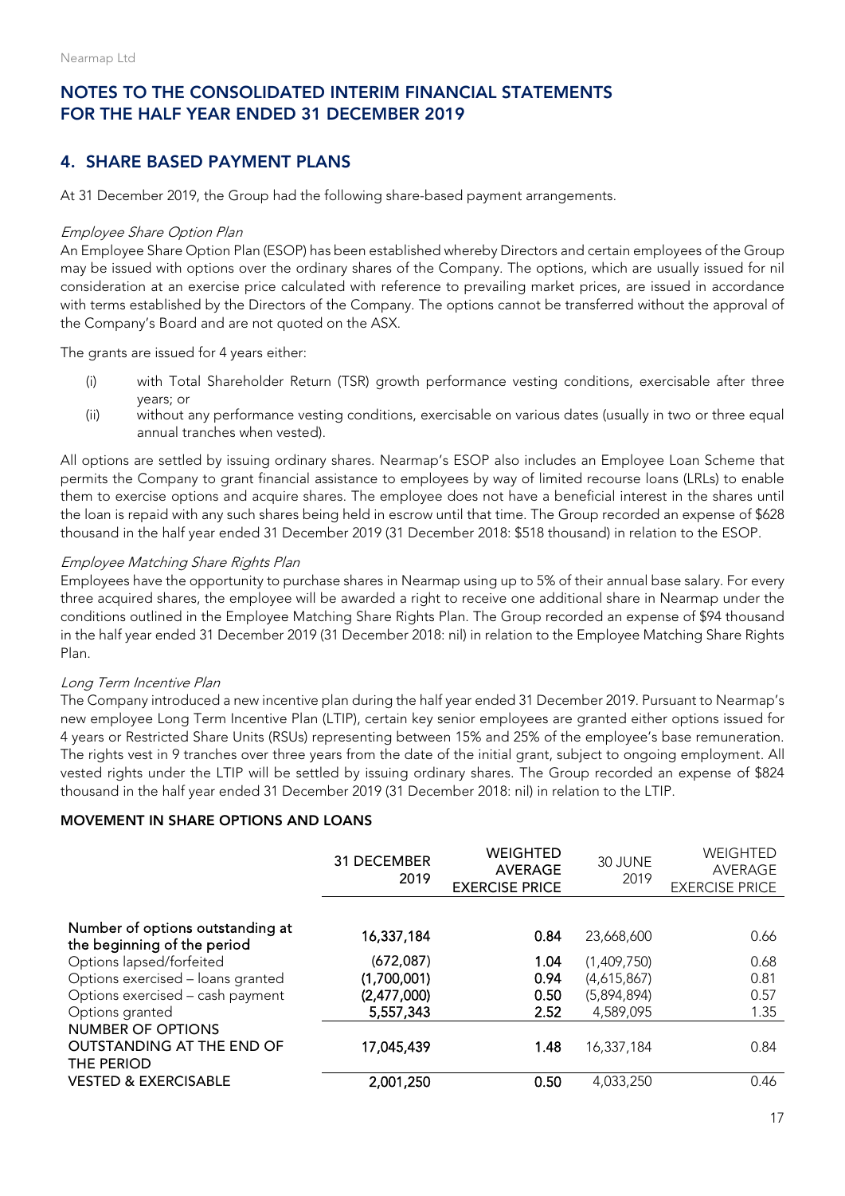# NOTES TO THE CONSOLIDATED INTERIM FINANCIAL STATEMENTS FOR THE HALF YEAR ENDED 31 DECEMBER 2019

## 4. SHARE BASED PAYMENT PLANS

At 31 December 2019, the Group had the following share-based payment arrangements.

*Employee Share Option Plan*

An Employee Share Option Plan (ESOP) has been established whereby Directors and certain employees of the Group may be issued with options over the ordinary shares of the Company. The options, which are usually issued for nil consideration at an exercise price calculated with reference to prevailing market prices, are issued in accordance with terms established by the Directors of the Company. The options cannot be transferred without the approval of the Company's Board and are not quoted on the ASX.

The grants are issued for 4 years either:

(i) with Total Shareholder Return (TSR) growth performance vesting conditions, exercisable after three years; or

(ii) without any performance vesting conditions, exercisable on various dates (usually in two or three equal annual tranches when vested).

All options are settled by issuing ordinary shares. Nearmap's ESOP also includes an Employee Loan Scheme that permits the Company to grant financial assistance to employees by way of limited recourse loans (LRLs) to enable them to exercise options and acquire shares. The employee does not have a beneficial interest in the shares until the loan is repaid with any such shares being held in escrow until that time. The Group recorded an expense of $628 thousand in the half year ended 31 December 2019 (31 December 2018: $518 thousand) in relation to the ESOP.

*Employee Matching Share Rights Plan*

Employees have the opportunity to purchase shares in Nearmap using up to 5% of their annual base salary. For every three acquired shares, the employee will be awarded a right to receive one additional share in Nearmap under the conditions outlined in the Employee Matching Share Rights Plan. The Group recorded an expense of $94 thousand in the half year ended 31 December 2019 (31 December 2018: nil) in relation to the Employee Matching Share Rights Plan.

*Long Term Incentive Plan*

The Company introduced a new incentive plan during the half year ended 31 December 2019. Pursuant to Nearmap's new employee Long Term Incentive Plan (LTIP), certain key senior employees are granted either options issued for 4 years or Restricted Share Units (RSUs) representing between 15% and 25% of the employee's base remuneration. The rights vest in 9 tranches over three years from the date of the initial grant, subject to ongoing employment. All vested rights under the LTIP will be settled by issuing ordinary shares. The Group recorded an expense of $824 thousand in the half year ended 31 December 2019 (31 December 2018: nil) in relation to the LTIP.

### MOVEMENT IN SHARE OPTIONS AND LOANS

| | 31 DECEMBER 2019 | WEIGHTED AVERAGE EXERCISE PRICE | 30 JUNE 2019 | WEIGHTED AVERAGE EXERCISE PRICE |
|---|---|---|---|---|
| Number of options outstanding at the beginning of the period | **16,337,184** | **0.84** | 23,668,600 | 0.66 |
| Options lapsed/forfeited | **(672,087)** | **1.04** | (1,409,750) | 0.68 |
| Options exercised – loans granted | **(1,700,001)** | **0.94** | (4,615,867) | 0.81 |
| Options exercised – cash payment | **(2,477,000)** | **0.50** | (5,894,894) | 0.57 |
| Options granted | **5,557,343** | **2.52** | 4,589,095 | 1.35 |
| NUMBER OF OPTIONS OUTSTANDING AT THE END OF THE PERIOD | **17,045,439** | **1.48** | 16,337,184 | 0.84 |
| VESTED & EXERCISABLE | **2,001,250** | **0.50** | 4,033,250 | 0.46 |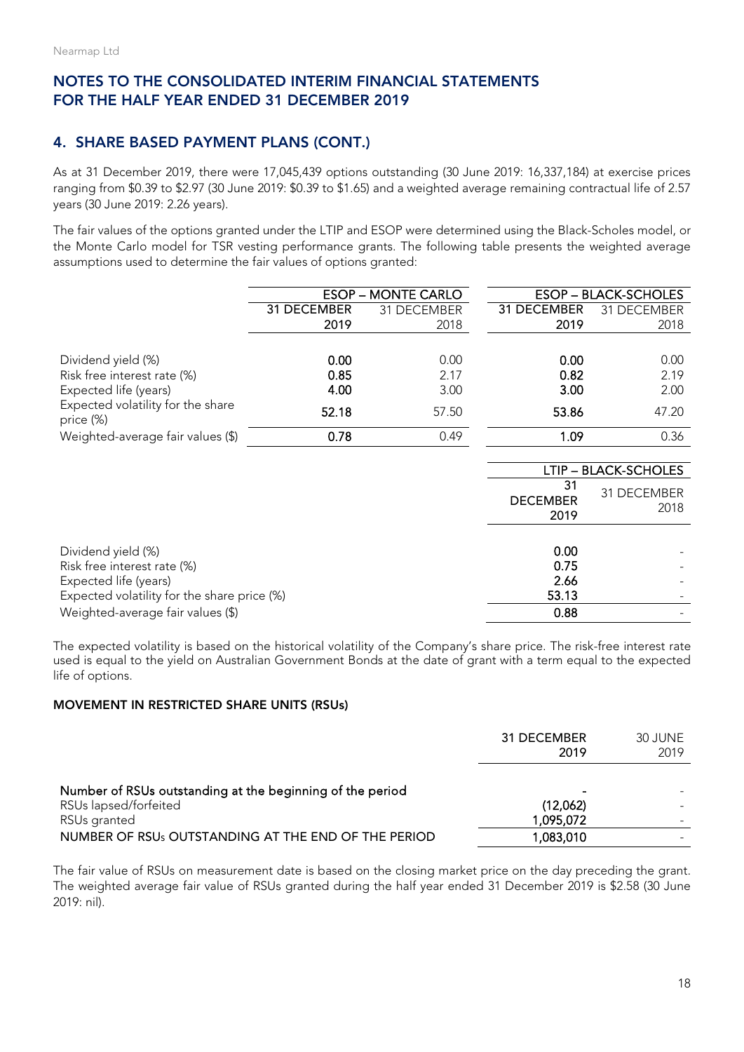Nearmap Ltd

## NOTES TO THE CONSOLIDATED INTERIM FINANCIAL STATEMENTS FOR THE HALF YEAR ENDED 31 DECEMBER 2019

### 4. SHARE BASED PAYMENT PLANS (CONT.)

As at 31 December 2019, there were 17,045,439 options outstanding (30 June 2019: 16,337,184) at exercise prices ranging from $0.39 to $2.97 (30 June 2019: $0.39 to $1.65) and a weighted average remaining contractual life of 2.57 years (30 June 2019: 2.26 years).

The fair values of the options granted under the LTIP and ESOP were determined using the Black-Scholes model, or the Monte Carlo model for TSR vesting performance grants. The following table presents the weighted average assumptions used to determine the fair values of options granted:

| | ESOP – MONTE CARLO | | ESOP – BLACK-SCHOLES | |
|---|---|---|---|---|
| | **31 DECEMBER 2019** | 31 DECEMBER 2018 | **31 DECEMBER 2019** | 31 DECEMBER 2018 |
| Dividend yield (%) | **0.00** | 0.00 | **0.00** | 0.00 |
| Risk free interest rate (%) | **0.85** | 2.17 | **0.82** | 2.19 |
| Expected life (years) | **4.00** | 3.00 | **3.00** | 2.00 |
| Expected volatility for the share price (%) | **52.18** | 57.50 | **53.86** | 47.20 |
| Weighted-average fair values ($) | **0.78** | 0.49 | **1.09** | 0.36 |

| | LTIP – BLACK-SCHOLES | |
|---|---|---|
| | **31 DECEMBER 2019** | 31 DECEMBER 2018 |
| Dividend yield (%) | **0.00** | - |
| Risk free interest rate (%) | **0.75** | - |
| Expected life (years) | **2.66** | - |
| Expected volatility for the share price (%) | **53.13** | - |
| Weighted-average fair values ($) | **0.88** | - |

The expected volatility is based on the historical volatility of the Company's share price. The risk-free interest rate used is equal to the yield on Australian Government Bonds at the date of grant with a term equal to the expected life of options.

**MOVEMENT IN RESTRICTED SHARE UNITS (RSUs)**

| | 31 DECEMBER 2019 | 30 JUNE 2019 |
|---|---|---|
| **Number of RSUs outstanding at the beginning of the period** | **-** | - |
| RSUs lapsed/forfeited | **(12,062)** | - |
| RSUs granted | **1,095,072** | - |
| **NUMBER OF RSUs OUTSTANDING AT THE END OF THE PERIOD** | **1,083,010** | - |

The fair value of RSUs on measurement date is based on the closing market price on the day preceding the grant. The weighted average fair value of RSUs granted during the half year ended 31 December 2019 is $2.58 (30 June 2019: nil).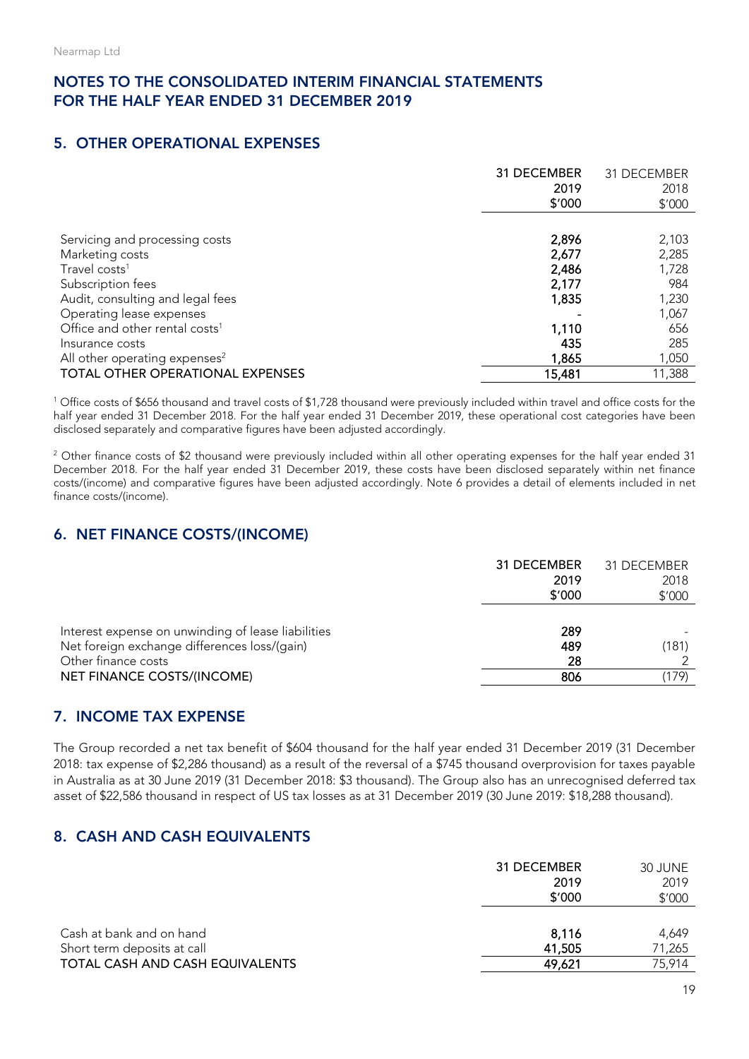## NOTES TO THE CONSOLIDATED INTERIM FINANCIAL STATEMENTS FOR THE HALF YEAR ENDED 31 DECEMBER 2019

### 5. OTHER OPERATIONAL EXPENSES

| | 31 DECEMBER 2019 $'000 | 31 DECEMBER 2018 $'000 |
|---|---|---|
| Servicing and processing costs | **2,896** | 2,103 |
| Marketing costs | **2,677** | 2,285 |
| Travel costs[1] | **2,486** | 1,728 |
| Subscription fees | **2,177** | 984 |
| Audit, consulting and legal fees | **1,835** | 1,230 |
| Operating lease expenses | **-** | 1,067 |
| Office and other rental costs[1] | **1,110** | 656 |
| Insurance costs | **435** | 285 |
| All other operating expenses[2] | **1,865** | 1,050 |
| TOTAL OTHER OPERATIONAL EXPENSES | **15,481** | 11,388 |

[1] Office costs of $656 thousand and travel costs of $1,728 thousand were previously included within travel and office costs for the half year ended 31 December 2018. For the half year ended 31 December 2019, these operational cost categories have been disclosed separately and comparative figures have been adjusted accordingly.

[2] Other finance costs of $2 thousand were previously included within all other operating expenses for the half year ended 31 December 2018. For the half year ended 31 December 2019, these costs have been disclosed separately within net finance costs/(income) and comparative figures have been adjusted accordingly. Note 6 provides a detail of elements included in net finance costs/(income).

### 6. NET FINANCE COSTS/(INCOME)

| | 31 DECEMBER 2019 $'000 | 31 DECEMBER 2018 $'000 |
|---|---|---|
| Interest expense on unwinding of lease liabilities | **289** | - |
| Net foreign exchange differences loss/(gain) | **489** | (181) |
| Other finance costs | **28** | 2 |
| NET FINANCE COSTS/(INCOME) | **806** | (179) |

### 7. INCOME TAX EXPENSE

The Group recorded a net tax benefit of $604 thousand for the half year ended 31 December 2019 (31 December 2018: tax expense of $2,286 thousand) as a result of the reversal of a $745 thousand overprovision for taxes payable in Australia as at 30 June 2019 (31 December 2018: $3 thousand). The Group also has an unrecognised deferred tax asset of $22,586 thousand in respect of US tax losses as at 31 December 2019 (30 June 2019: $18,288 thousand).

### 8. CASH AND CASH EQUIVALENTS

| | 31 DECEMBER 2019 $'000 | 30 JUNE 2019 $'000 |
|---|---|---|
| Cash at bank and on hand | **8,116** | 4,649 |
| Short term deposits at call | **41,505** | 71,265 |
| TOTAL CASH AND CASH EQUIVALENTS | **49,621** | 75,914 |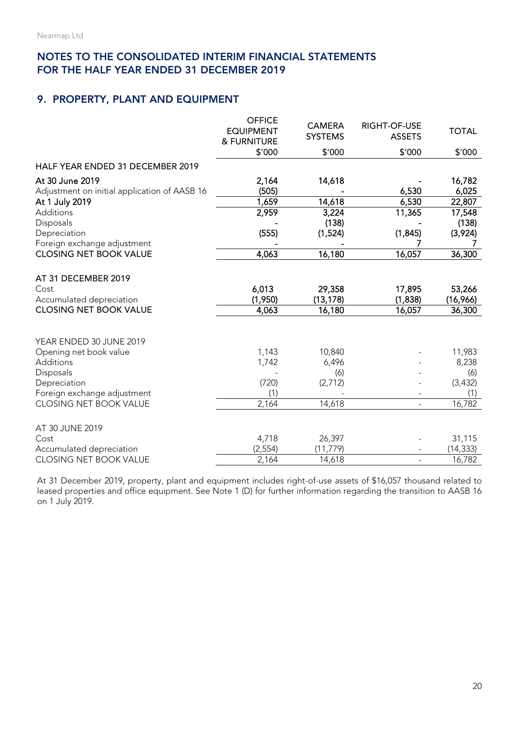## NOTES TO THE CONSOLIDATED INTERIM FINANCIAL STATEMENTS FOR THE HALF YEAR ENDED 31 DECEMBER 2019

## 9. PROPERTY, PLANT AND EQUIPMENT

| | OFFICE EQUIPMENT & FURNITURE | CAMERA SYSTEMS | RIGHT-OF-USE ASSETS | TOTAL |
|---|---|---|---|---|
| | $'000 | $'000 | $'000 | $'000 |
| **HALF YEAR ENDED 31 DECEMBER 2019** | | | | |
| **At 30 June 2019** | **2,164** | **14,618** | **-** | **16,782** |
| Adjustment on initial application of AASB 16 | **(505)** | **-** | **6,530** | **6,025** |
| **At 1 July 2019** | **1,659** | **14,618** | **6,530** | **22,807** |
| Additions | **2,959** | **3,224** | **11,365** | **17,548** |
| Disposals | **-** | **(138)** | **-** | **(138)** |
| Depreciation | **(555)** | **(1,524)** | **(1,845)** | **(3,924)** |
| Foreign exchange adjustment | **-** | **-** | **7** | **7** |
| **CLOSING NET BOOK VALUE** | **4,063** | **16,180** | **16,057** | **36,300** |
| | | | | |
| **AT 31 DECEMBER 2019** | | | | |
| Cost | **6,013** | **29,358** | **17,895** | **53,266** |
| Accumulated depreciation | **(1,950)** | **(13,178)** | **(1,838)** | **(16,966)** |
| **CLOSING NET BOOK VALUE** | **4,063** | **16,180** | **16,057** | **36,300** |
| | | | | |
| YEAR ENDED 30 JUNE 2019 | | | | |
| Opening net book value | 1,143 | 10,840 | - | 11,983 |
| Additions | 1,742 | 6,496 | - | 8,238 |
| Disposals | - | (6) | - | (6) |
| Depreciation | (720) | (2,712) | - | (3,432) |
| Foreign exchange adjustment | (1) | - | - | (1) |
| CLOSING NET BOOK VALUE | 2,164 | 14,618 | - | 16,782 |
| | | | | |
| AT 30 JUNE 2019 | | | | |
| Cost | 4,718 | 26,397 | - | 31,115 |
| Accumulated depreciation | (2,554) | (11,779) | - | (14,333) |
| CLOSING NET BOOK VALUE | 2,164 | 14,618 | - | 16,782 |

At 31 December 2019, property, plant and equipment includes right-of-use assets of $16,057 thousand related to leased properties and office equipment. See Note 1 (D) for further information regarding the transition to AASB 16 on 1 July 2019.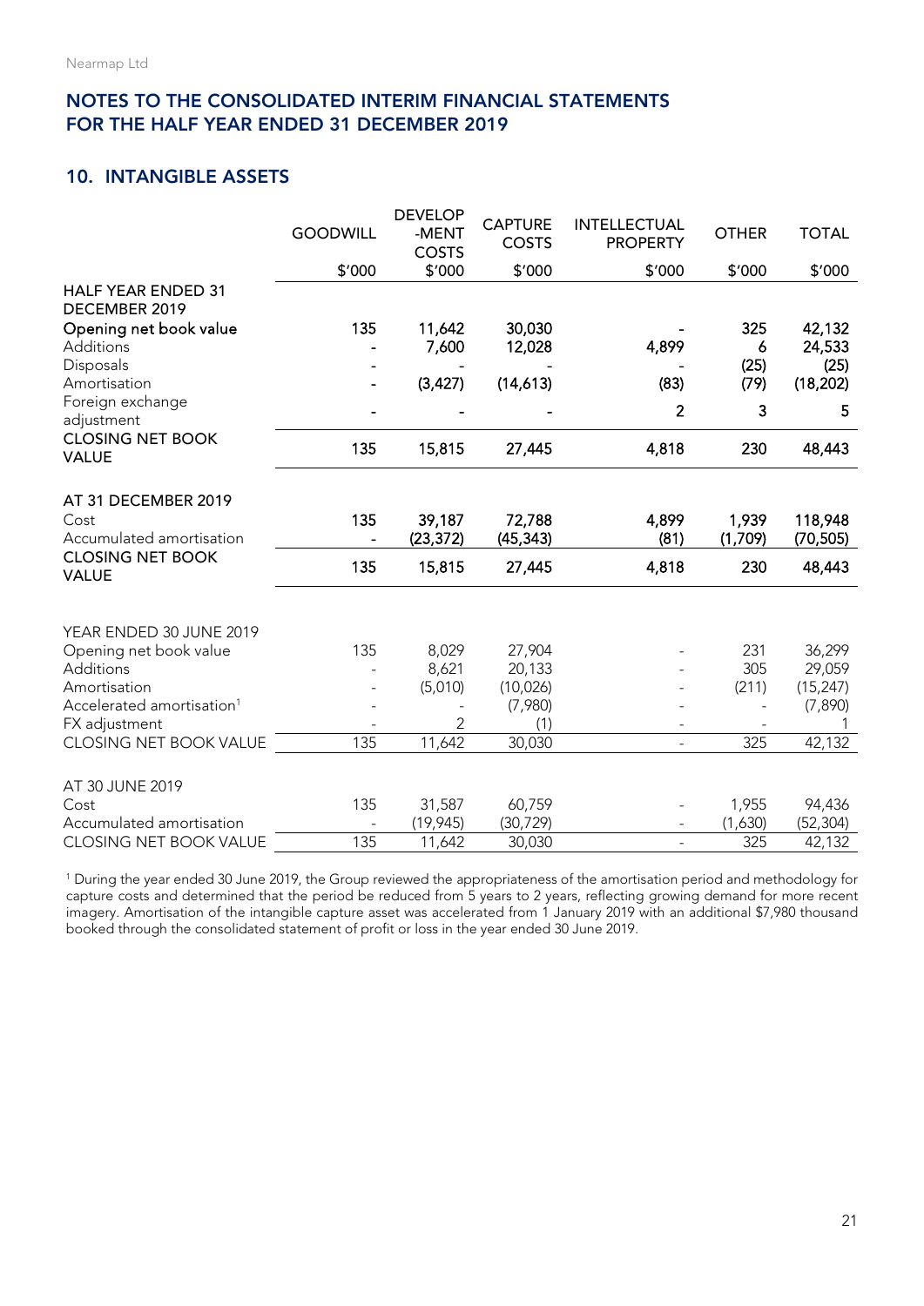## NOTES TO THE CONSOLIDATED INTERIM FINANCIAL STATEMENTS FOR THE HALF YEAR ENDED 31 DECEMBER 2019

### 10. INTANGIBLE ASSETS

| | GOODWILL | DEVELOP-MENT COSTS | CAPTURE COSTS | INTELLECTUAL PROPERTY | OTHER | TOTAL |
|---|---|---|---|---|---|---|
| | $'000 | $'000 | $'000 | $'000 | $'000 | $'000 |
| **HALF YEAR ENDED 31 DECEMBER 2019** | | | | | | |
| **Opening net book value** | **135** | **11,642** | **30,030** | **-** | **325** | **42,132** |
| Additions | - | 7,600 | 12,028 | 4,899 | 6 | 24,533 |
| Disposals | - | - | - | - | (25) | (25) |
| Amortisation | - | (3,427) | (14,613) | (83) | (79) | (18,202) |
| Foreign exchange adjustment | - | - | - | 2 | 3 | 5 |
| **CLOSING NET BOOK VALUE** | **135** | **15,815** | **27,445** | **4,818** | **230** | **48,443** |
| | | | | | | |
| **AT 31 DECEMBER 2019** | | | | | | |
| Cost | 135 | 39,187 | 72,788 | 4,899 | 1,939 | 118,948 |
| Accumulated amortisation | - | (23,372) | (45,343) | (81) | (1,709) | (70,505) |
| **CLOSING NET BOOK VALUE** | **135** | **15,815** | **27,445** | **4,818** | **230** | **48,443** |
| | | | | | | |
| YEAR ENDED 30 JUNE 2019 | | | | | | |
| Opening net book value | 135 | 8,029 | 27,904 | - | 231 | 36,299 |
| Additions | - | 8,621 | 20,133 | - | 305 | 29,059 |
| Amortisation | - | (5,010) | (10,026) | - | (211) | (15,247) |
| Accelerated amortisation[1] | - | - | (7,980) | - | - | (7,890) |
| FX adjustment | - | 2 | (1) | - | - | 1 |
| CLOSING NET BOOK VALUE | 135 | 11,642 | 30,030 | - | 325 | 42,132 |
| | | | | | | |
| AT 30 JUNE 2019 | | | | | | |
| Cost | 135 | 31,587 | 60,759 | - | 1,955 | 94,436 |
| Accumulated amortisation | - | (19,945) | (30,729) | - | (1,630) | (52,304) |
| CLOSING NET BOOK VALUE | 135 | 11,642 | 30,030 | - | 325 | 42,132 |

[1] During the year ended 30 June 2019, the Group reviewed the appropriateness of the amortisation period and methodology for capture costs and determined that the period be reduced from 5 years to 2 years, reflecting growing demand for more recent imagery. Amortisation of the intangible capture asset was accelerated from 1 January 2019 with an additional $7,980 thousand booked through the consolidated statement of profit or loss in the year ended 30 June 2019.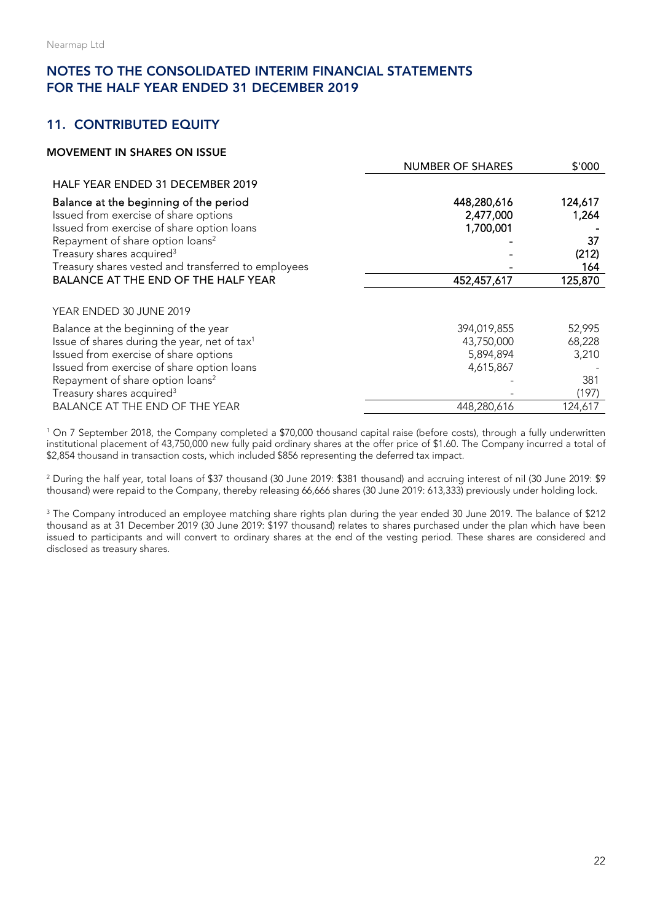# NOTES TO THE CONSOLIDATED INTERIM FINANCIAL STATEMENTS FOR THE HALF YEAR ENDED 31 DECEMBER 2019

## 11. CONTRIBUTED EQUITY

### MOVEMENT IN SHARES ON ISSUE

| | NUMBER OF SHARES | $'000 |
|---|---|---|
| HALF YEAR ENDED 31 DECEMBER 2019 | | |
| **Balance at the beginning of the period** | **448,280,616** | **124,617** |
| Issued from exercise of share options | **2,477,000** | **1,264** |
| Issued from exercise of share option loans | **1,700,001** | **-** |
| Repayment of share option loans[2] | **-** | **37** |
| Treasury shares acquired[3] | **-** | **(212)** |
| Treasury shares vested and transferred to employees | **-** | **164** |
| BALANCE AT THE END OF THE HALF YEAR | **452,457,617** | **125,870** |
| | | |
| YEAR ENDED 30 JUNE 2019 | | |
| Balance at the beginning of the year | 394,019,855 | 52,995 |
| Issue of shares during the year, net of tax[1] | 43,750,000 | 68,228 |
| Issued from exercise of share options | 5,894,894 | 3,210 |
| Issued from exercise of share option loans | 4,615,867 | - |
| Repayment of share option loans[2] | - | 381 |
| Treasury shares acquired[3] | - | (197) |
| BALANCE AT THE END OF THE YEAR | 448,280,616 | 124,617 |

[1] On 7 September 2018, the Company completed a $70,000 thousand capital raise (before costs), through a fully underwritten institutional placement of 43,750,000 new fully paid ordinary shares at the offer price of $1.60. The Company incurred a total of $2,854 thousand in transaction costs, which included $856 representing the deferred tax impact.

[2] During the half year, total loans of $37 thousand (30 June 2019: $381 thousand) and accruing interest of nil (30 June 2019: $9 thousand) were repaid to the Company, thereby releasing 66,666 shares (30 June 2019: 613,333) previously under holding lock.

[3] The Company introduced an employee matching share rights plan during the year ended 30 June 2019. The balance of $212 thousand as at 31 December 2019 (30 June 2019: $197 thousand) relates to shares purchased under the plan which have been issued to participants and will convert to ordinary shares at the end of the vesting period. These shares are considered and disclosed as treasury shares.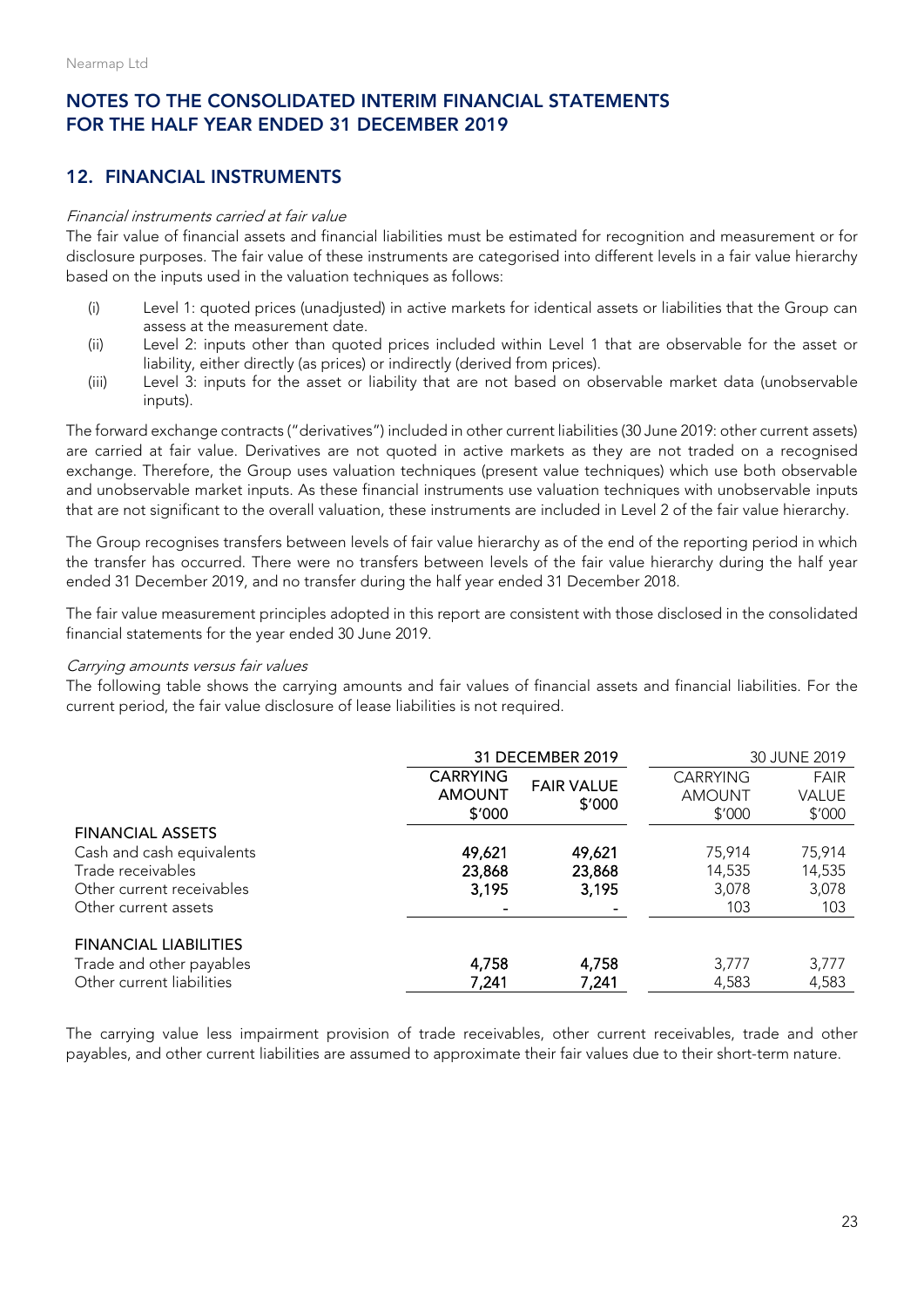# NOTES TO THE CONSOLIDATED INTERIM FINANCIAL STATEMENTS FOR THE HALF YEAR ENDED 31 DECEMBER 2019

## 12. FINANCIAL INSTRUMENTS

*Financial instruments carried at fair value*

The fair value of financial assets and financial liabilities must be estimated for recognition and measurement or for disclosure purposes. The fair value of these instruments are categorised into different levels in a fair value hierarchy based on the inputs used in the valuation techniques as follows:

(i) Level 1: quoted prices (unadjusted) in active markets for identical assets or liabilities that the Group can assess at the measurement date.

(ii) Level 2: inputs other than quoted prices included within Level 1 that are observable for the asset or liability, either directly (as prices) or indirectly (derived from prices).

(iii) Level 3: inputs for the asset or liability that are not based on observable market data (unobservable inputs).

The forward exchange contracts ("derivatives") included in other current liabilities (30 June 2019: other current assets) are carried at fair value. Derivatives are not quoted in active markets as they are not traded on a recognised exchange. Therefore, the Group uses valuation techniques (present value techniques) which use both observable and unobservable market inputs. As these financial instruments use valuation techniques with unobservable inputs that are not significant to the overall valuation, these instruments are included in Level 2 of the fair value hierarchy.

The Group recognises transfers between levels of fair value hierarchy as of the end of the reporting period in which the transfer has occurred. There were no transfers between levels of the fair value hierarchy during the half year ended 31 December 2019, and no transfer during the half year ended 31 December 2018.

The fair value measurement principles adopted in this report are consistent with those disclosed in the consolidated financial statements for the year ended 30 June 2019.

*Carrying amounts versus fair values*

The following table shows the carrying amounts and fair values of financial assets and financial liabilities. For the current period, the fair value disclosure of lease liabilities is not required.

| | 31 DECEMBER 2019 | | 30 JUNE 2019 | |
|---|---|---|---|---|
| | CARRYING AMOUNT $'000 | FAIR VALUE $'000 | CARRYING AMOUNT $'000 | FAIR VALUE $'000 |
| FINANCIAL ASSETS | | | | |
| Cash and cash equivalents | **49,621** | **49,621** | 75,914 | 75,914 |
| Trade receivables | **23,868** | **23,868** | 14,535 | 14,535 |
| Other current receivables | **3,195** | **3,195** | 3,078 | 3,078 |
| Other current assets | **-** | **-** | 103 | 103 |
| FINANCIAL LIABILITIES | | | | |
| Trade and other payables | **4,758** | **4,758** | 3,777 | 3,777 |
| Other current liabilities | **7,241** | **7,241** | 4,583 | 4,583 |

The carrying value less impairment provision of trade receivables, other current receivables, trade and other payables, and other current liabilities are assumed to approximate their fair values due to their short-term nature.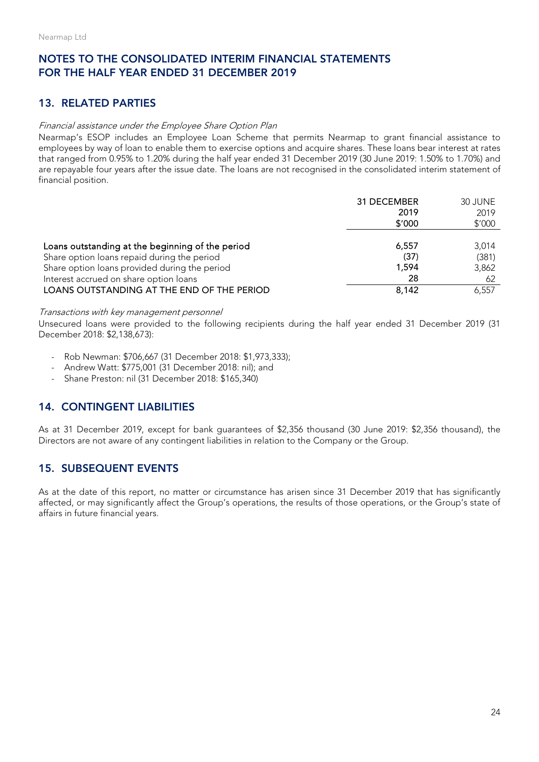# NOTES TO THE CONSOLIDATED INTERIM FINANCIAL STATEMENTS FOR THE HALF YEAR ENDED 31 DECEMBER 2019

## 13. RELATED PARTIES

*Financial assistance under the Employee Share Option Plan*

Nearmap's ESOP includes an Employee Loan Scheme that permits Nearmap to grant financial assistance to employees by way of loan to enable them to exercise options and acquire shares. These loans bear interest at rates that ranged from 0.95% to 1.20% during the half year ended 31 December 2019 (30 June 2019: 1.50% to 1.70%) and are repayable four years after the issue date. The loans are not recognised in the consolidated interim statement of financial position.

| | 31 DECEMBER 2019 $'000 | 30 JUNE 2019 $'000 |
|---|---|---|
| **Loans outstanding at the beginning of the period** | **6,557** | 3,014 |
| Share option loans repaid during the period | **(37)** | (381) |
| Share option loans provided during the period | **1,594** | 3,862 |
| Interest accrued on share option loans | **28** | 62 |
| **LOANS OUTSTANDING AT THE END OF THE PERIOD** | **8,142** | 6,557 |

*Transactions with key management personnel*

Unsecured loans were provided to the following recipients during the half year ended 31 December 2019 (31 December 2018: $2,138,673):

- Rob Newman: $706,667 (31 December 2018: $1,973,333);
- Andrew Watt: $775,001 (31 December 2018: nil); and
- Shane Preston: nil (31 December 2018: $165,340)

## 14. CONTINGENT LIABILITIES

As at 31 December 2019, except for bank guarantees of $2,356 thousand (30 June 2019: $2,356 thousand), the Directors are not aware of any contingent liabilities in relation to the Company or the Group.

## 15. SUBSEQUENT EVENTS

As at the date of this report, no matter or circumstance has arisen since 31 December 2019 that has significantly affected, or may significantly affect the Group's operations, the results of those operations, or the Group's state of affairs in future financial years.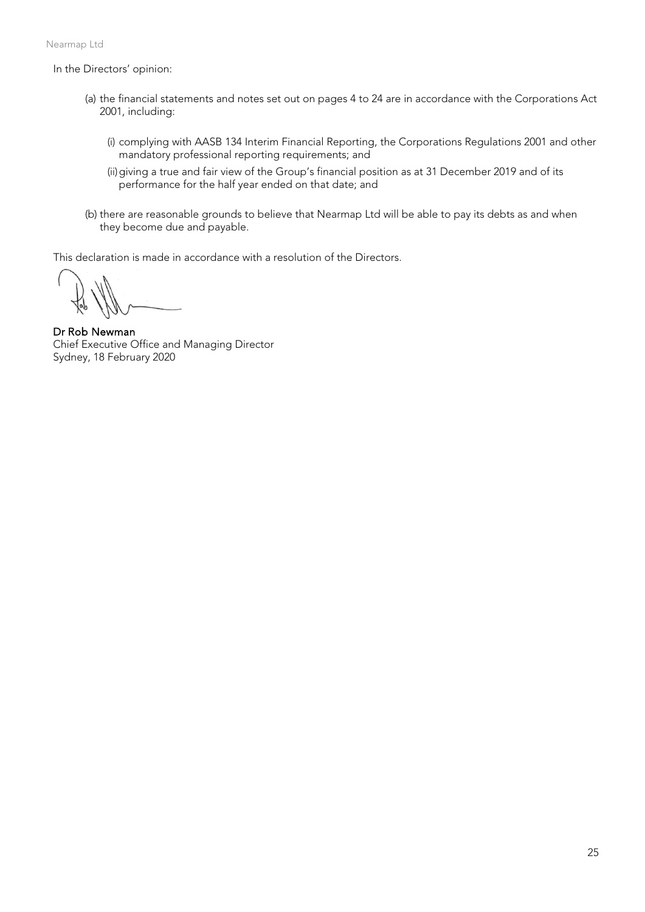In the Directors' opinion:

(a) the financial statements and notes set out on pages 4 to 24 are in accordance with the Corporations Act 2001, including:

   (i) complying with AASB 134 Interim Financial Reporting, the Corporations Regulations 2001 and other mandatory professional reporting requirements; and

   (ii) giving a true and fair view of the Group's financial position as at 31 December 2019 and of its performance for the half year ended on that date; and

(b) there are reasonable grounds to believe that Nearmap Ltd will be able to pay its debts as and when they become due and payable.

This declaration is made in accordance with a resolution of the Directors.

**Dr Rob Newman**
Chief Executive Office and Managing Director
Sydney, 18 February 2020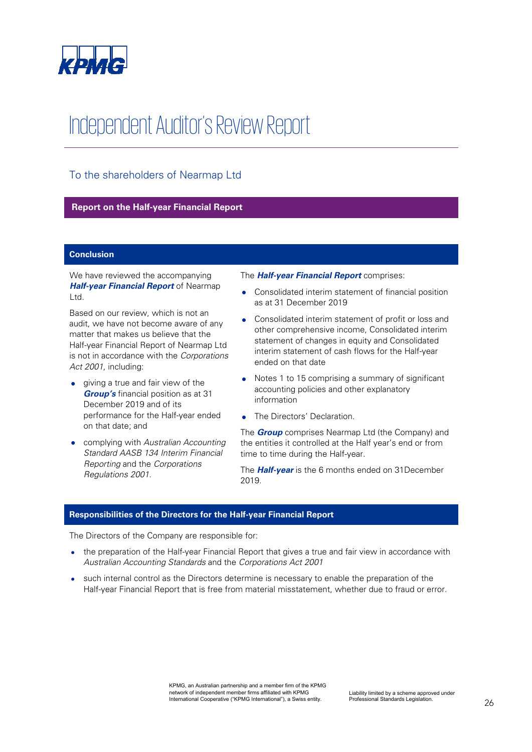KPMG

# Independent Auditor's Review Report

## To the shareholders of Nearmap Ltd

### Report on the Half-year Financial Report

#### Conclusion

We have reviewed the accompanying ***Half-year Financial Report*** of Nearmap Ltd.

Based on our review, which is not an audit, we have not become aware of any matter that makes us believe that the Half-year Financial Report of Nearmap Ltd is not in accordance with the *Corporations Act 2001*, including:

- giving a true and fair view of the ***Group's*** financial position as at 31 December 2019 and of its performance for the Half-year ended on that date; and
- complying with *Australian Accounting Standard AASB 134 Interim Financial Reporting* and the *Corporations Regulations 2001*.

The ***Half-year Financial Report*** comprises:

- Consolidated interim statement of financial position as at 31 December 2019
- Consolidated interim statement of profit or loss and other comprehensive income, Consolidated interim statement of changes in equity and Consolidated interim statement of cash flows for the Half-year ended on that date
- Notes 1 to 15 comprising a summary of significant accounting policies and other explanatory information
- The Directors' Declaration.

The ***Group*** comprises Nearmap Ltd (the Company) and the entities it controlled at the Half year's end or from time to time during the Half-year.

The ***Half-year*** is the 6 months ended on 31December 2019.

#### Responsibilities of the Directors for the Half-year Financial Report

The Directors of the Company are responsible for:

- the preparation of the Half-year Financial Report that gives a true and fair view in accordance with *Australian Accounting Standards* and the *Corporations Act 2001*
- such internal control as the Directors determine is necessary to enable the preparation of the Half-year Financial Report that is free from material misstatement, whether due to fraud or error.

KPMG, an Australian partnership and a member firm of the KPMG network of independent member firms affiliated with KPMG International Cooperative ("KPMG International"), a Swiss entity.

Liability limited by a scheme approved under Professional Standards Legislation.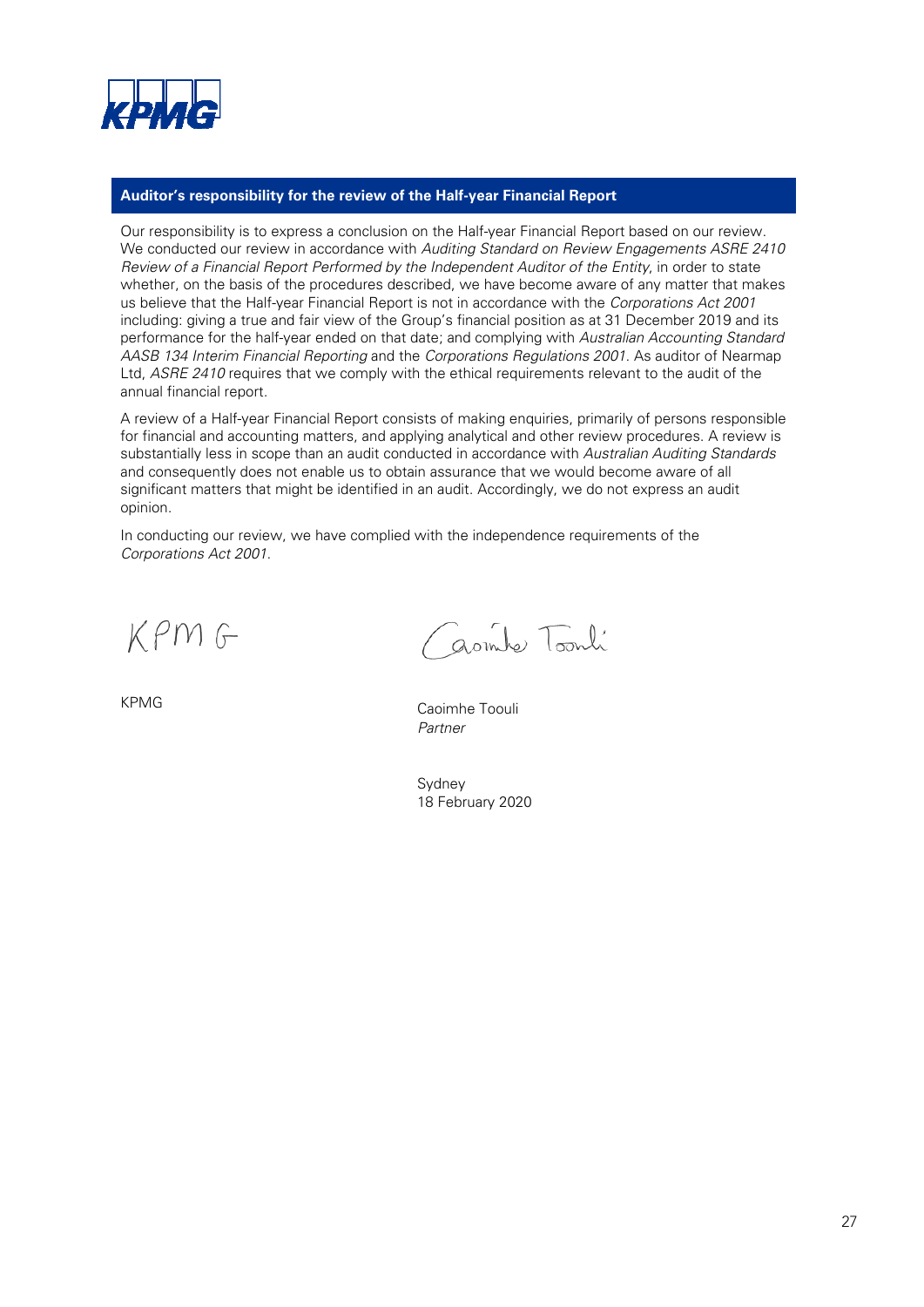## Auditor's responsibility for the review of the Half-year Financial Report

Our responsibility is to express a conclusion on the Half-year Financial Report based on our review. We conducted our review in accordance with *Auditing Standard on Review Engagements ASRE 2410 Review of a Financial Report Performed by the Independent Auditor of the Entity*, in order to state whether, on the basis of the procedures described, we have become aware of any matter that makes us believe that the Half-year Financial Report is not in accordance with the *Corporations Act 2001* including: giving a true and fair view of the Group's financial position as at 31 December 2019 and its performance for the half-year ended on that date; and complying with *Australian Accounting Standard AASB 134 Interim Financial Reporting* and the *Corporations Regulations 2001*. As auditor of Nearmap Ltd, *ASRE 2410* requires that we comply with the ethical requirements relevant to the audit of the annual financial report.

A review of a Half-year Financial Report consists of making enquiries, primarily of persons responsible for financial and accounting matters, and applying analytical and other review procedures. A review is substantially less in scope than an audit conducted in accordance with *Australian Auditing Standards* and consequently does not enable us to obtain assurance that we would become aware of all significant matters that might be identified in an audit. Accordingly, we do not express an audit opinion.

In conducting our review, we have complied with the independence requirements of the *Corporations Act 2001*.

KPMG

Caoimhe Toouli
*Partner*

Sydney
18 February 2020